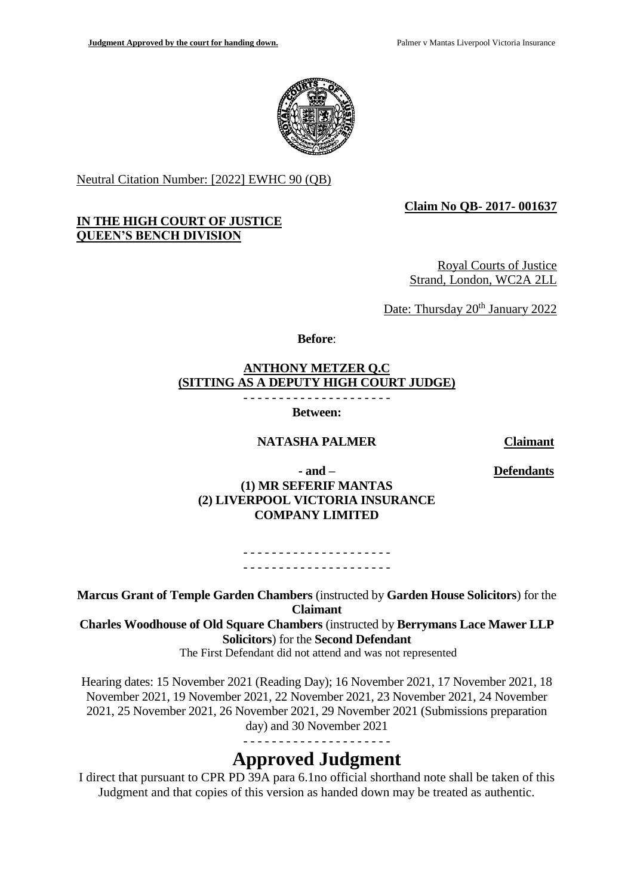Neutral Citation Number: [2022] EWHC 90 (QB)

**Claim No QB- 2017- 001637**

**IN THE HIGH COURT OF JUSTICE**
**QUEEN'S BENCH DIVISION**

Royal Courts of Justice
Strand, London, WC2A 2LL

Date: Thursday 20th January 2022

**Before**:

**ANTHONY METZER Q.C**
**(SITTING AS A DEPUTY HIGH COURT JUDGE)**

- - - - - - - - - - - - - - - - - - - - -

**Between:**

**NATASHA PALMER** **Claimant**

**- and –** **Defendants**

**(1) MR SEFERIF MANTAS**
**(2) LIVERPOOL VICTORIA INSURANCE COMPANY LIMITED**

- - - - - - - - - - - - - - - - - - - - -
- - - - - - - - - - - - - - - - - - - - -

**Marcus Grant of Temple Garden Chambers** (instructed by **Garden House Solicitors**) for the **Claimant**
**Charles Woodhouse of Old Square Chambers** (instructed by **Berrymans Lace Mawer LLP Solicitors**) for the **Second Defendant**
The First Defendant did not attend and was not represented

Hearing dates: 15 November 2021 (Reading Day); 16 November 2021, 17 November 2021, 18 November 2021, 19 November 2021, 22 November 2021, 23 November 2021, 24 November 2021, 25 November 2021, 26 November 2021, 29 November 2021 (Submissions preparation day) and 30 November 2021

- - - - - - - - - - - - - - - - - - - - -

# Approved Judgment

I direct that pursuant to CPR PD 39A para 6.1no official shorthand note shall be taken of this Judgment and that copies of this version as handed down may be treated as authentic.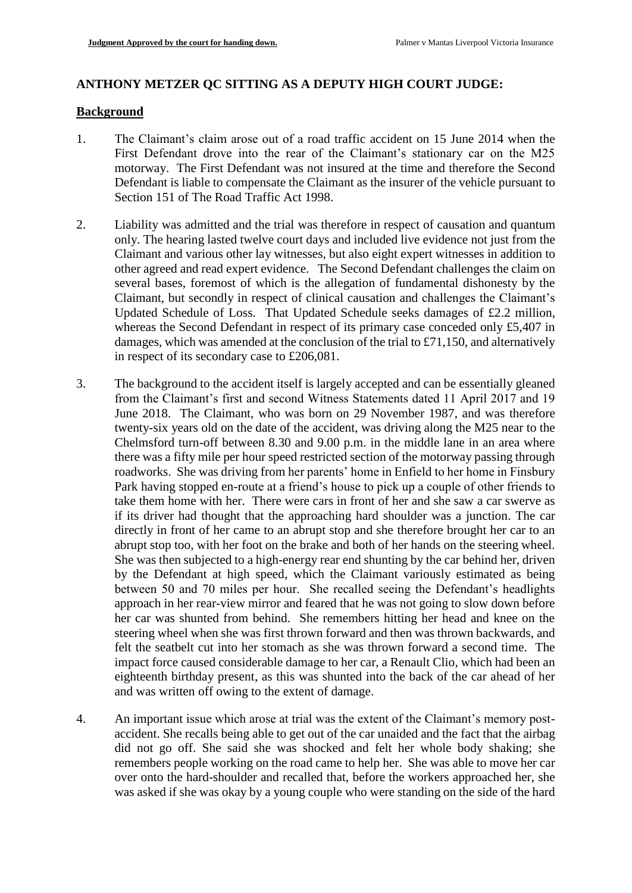**ANTHONY METZER QC SITTING AS A DEPUTY HIGH COURT JUDGE:**

**Background**

1. The Claimant's claim arose out of a road traffic accident on 15 June 2014 when the First Defendant drove into the rear of the Claimant's stationary car on the M25 motorway. The First Defendant was not insured at the time and therefore the Second Defendant is liable to compensate the Claimant as the insurer of the vehicle pursuant to Section 151 of The Road Traffic Act 1998.

2. Liability was admitted and the trial was therefore in respect of causation and quantum only. The hearing lasted twelve court days and included live evidence not just from the Claimant and various other lay witnesses, but also eight expert witnesses in addition to other agreed and read expert evidence. The Second Defendant challenges the claim on several bases, foremost of which is the allegation of fundamental dishonesty by the Claimant, but secondly in respect of clinical causation and challenges the Claimant's Updated Schedule of Loss. That Updated Schedule seeks damages of £2.2 million, whereas the Second Defendant in respect of its primary case conceded only £5,407 in damages, which was amended at the conclusion of the trial to £71,150, and alternatively in respect of its secondary case to £206,081.

3. The background to the accident itself is largely accepted and can be essentially gleaned from the Claimant's first and second Witness Statements dated 11 April 2017 and 19 June 2018. The Claimant, who was born on 29 November 1987, and was therefore twenty-six years old on the date of the accident, was driving along the M25 near to the Chelmsford turn-off between 8.30 and 9.00 p.m. in the middle lane in an area where there was a fifty mile per hour speed restricted section of the motorway passing through roadworks. She was driving from her parents' home in Enfield to her home in Finsbury Park having stopped en-route at a friend's house to pick up a couple of other friends to take them home with her. There were cars in front of her and she saw a car swerve as if its driver had thought that the approaching hard shoulder was a junction. The car directly in front of her came to an abrupt stop and she therefore brought her car to an abrupt stop too, with her foot on the brake and both of her hands on the steering wheel. She was then subjected to a high-energy rear end shunting by the car behind her, driven by the Defendant at high speed, which the Claimant variously estimated as being between 50 and 70 miles per hour. She recalled seeing the Defendant's headlights approach in her rear-view mirror and feared that he was not going to slow down before her car was shunted from behind. She remembers hitting her head and knee on the steering wheel when she was first thrown forward and then was thrown backwards, and felt the seatbelt cut into her stomach as she was thrown forward a second time. The impact force caused considerable damage to her car, a Renault Clio, which had been an eighteenth birthday present, as this was shunted into the back of the car ahead of her and was written off owing to the extent of damage.

4. An important issue which arose at trial was the extent of the Claimant's memory post-accident. She recalls being able to get out of the car unaided and the fact that the airbag did not go off. She said she was shocked and felt her whole body shaking; she remembers people working on the road came to help her. She was able to move her car over onto the hard-shoulder and recalled that, before the workers approached her, she was asked if she was okay by a young couple who were standing on the side of the hard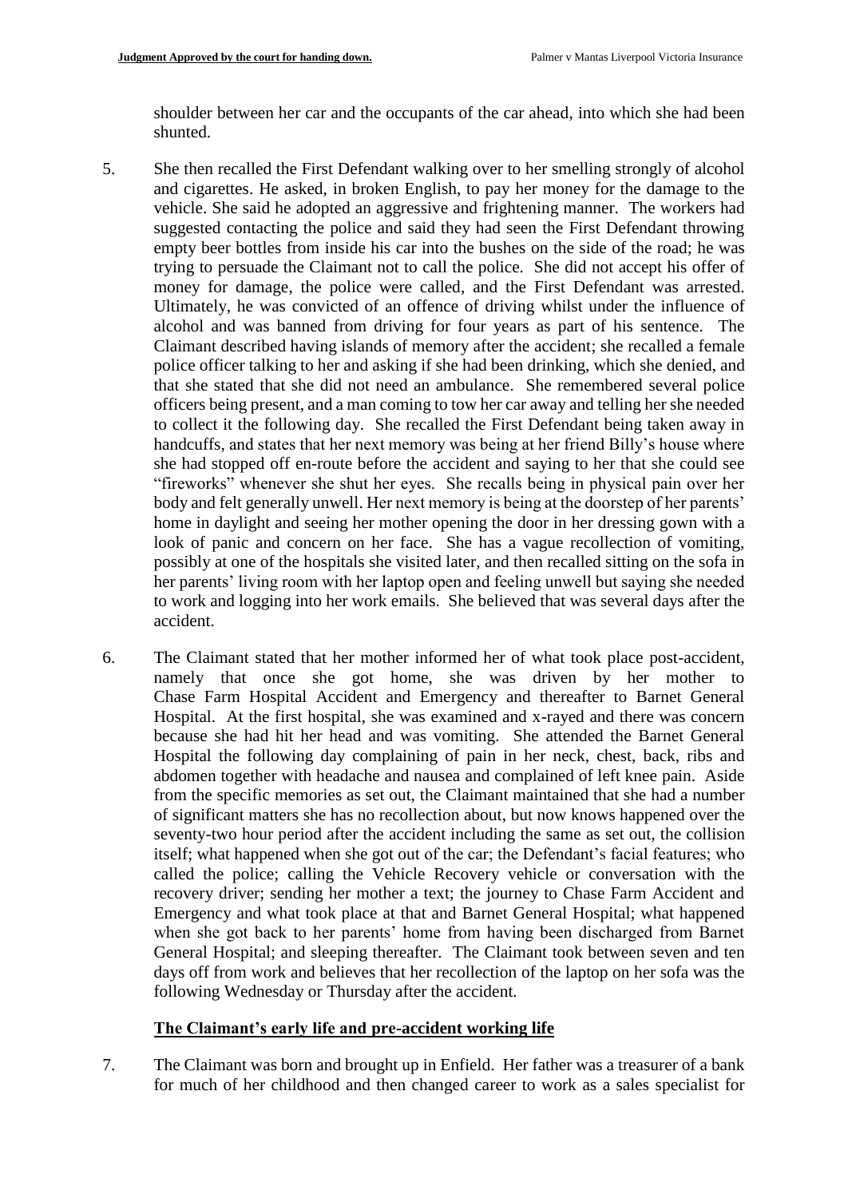shoulder between her car and the occupants of the car ahead, into which she had been shunted.

5. She then recalled the First Defendant walking over to her smelling strongly of alcohol and cigarettes. He asked, in broken English, to pay her money for the damage to the vehicle. She said he adopted an aggressive and frightening manner. The workers had suggested contacting the police and said they had seen the First Defendant throwing empty beer bottles from inside his car into the bushes on the side of the road; he was trying to persuade the Claimant not to call the police. She did not accept his offer of money for damage, the police were called, and the First Defendant was arrested. Ultimately, he was convicted of an offence of driving whilst under the influence of alcohol and was banned from driving for four years as part of his sentence. The Claimant described having islands of memory after the accident; she recalled a female police officer talking to her and asking if she had been drinking, which she denied, and that she stated that she did not need an ambulance. She remembered several police officers being present, and a man coming to tow her car away and telling her she needed to collect it the following day. She recalled the First Defendant being taken away in handcuffs, and states that her next memory was being at her friend Billy's house where she had stopped off en-route before the accident and saying to her that she could see "fireworks" whenever she shut her eyes. She recalls being in physical pain over her body and felt generally unwell. Her next memory is being at the doorstep of her parents' home in daylight and seeing her mother opening the door in her dressing gown with a look of panic and concern on her face. She has a vague recollection of vomiting, possibly at one of the hospitals she visited later, and then recalled sitting on the sofa in her parents' living room with her laptop open and feeling unwell but saying she needed to work and logging into her work emails. She believed that was several days after the accident.

6. The Claimant stated that her mother informed her of what took place post-accident, namely that once she got home, she was driven by her mother to Chase Farm Hospital Accident and Emergency and thereafter to Barnet General Hospital. At the first hospital, she was examined and x-rayed and there was concern because she had hit her head and was vomiting. She attended the Barnet General Hospital the following day complaining of pain in her neck, chest, back, ribs and abdomen together with headache and nausea and complained of left knee pain. Aside from the specific memories as set out, the Claimant maintained that she had a number of significant matters she has no recollection about, but now knows happened over the seventy-two hour period after the accident including the same as set out, the collision itself; what happened when she got out of the car; the Defendant's facial features; who called the police; calling the Vehicle Recovery vehicle or conversation with the recovery driver; sending her mother a text; the journey to Chase Farm Accident and Emergency and what took place at that and Barnet General Hospital; what happened when she got back to her parents' home from having been discharged from Barnet General Hospital; and sleeping thereafter. The Claimant took between seven and ten days off from work and believes that her recollection of the laptop on her sofa was the following Wednesday or Thursday after the accident.

## The Claimant's early life and pre-accident working life

7. The Claimant was born and brought up in Enfield. Her father was a treasurer of a bank for much of her childhood and then changed career to work as a sales specialist for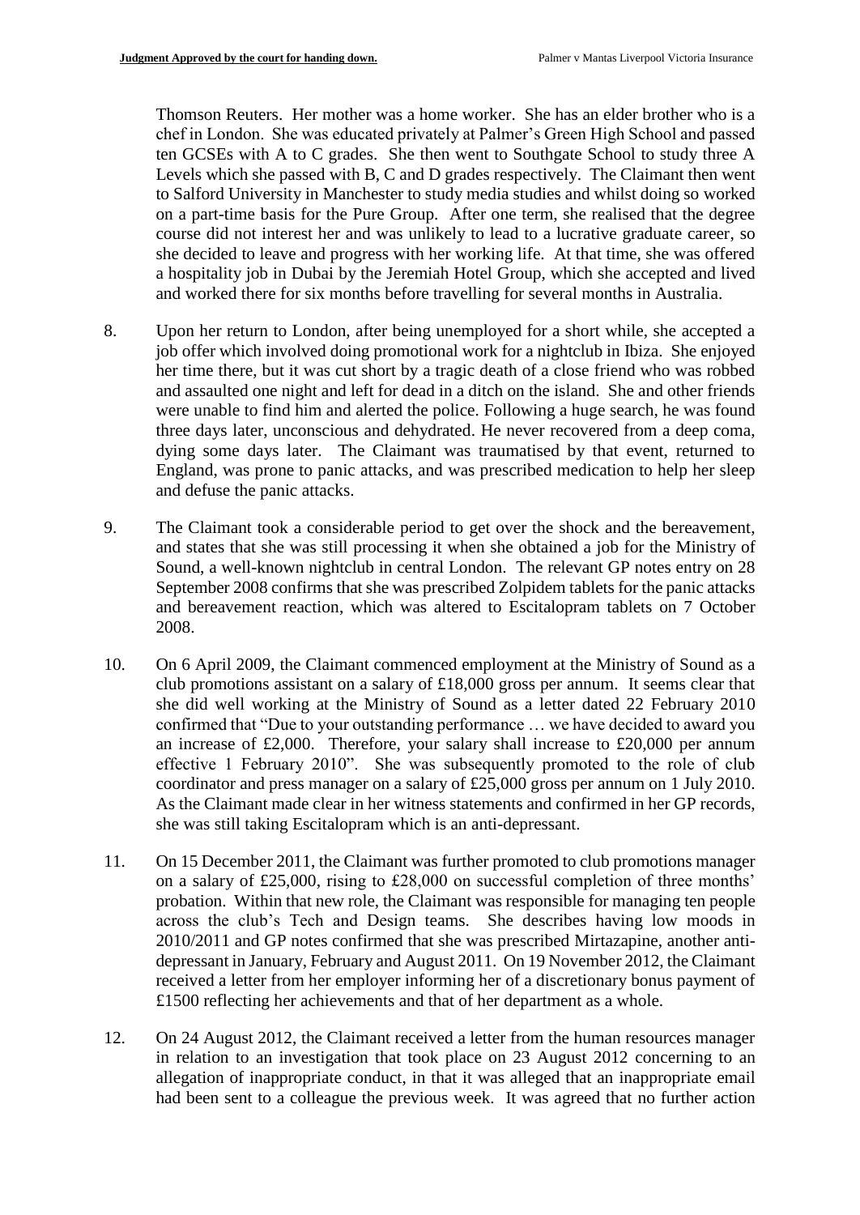Thomson Reuters. Her mother was a home worker. She has an elder brother who is a chef in London. She was educated privately at Palmer's Green High School and passed ten GCSEs with A to C grades. She then went to Southgate School to study three A Levels which she passed with B, C and D grades respectively. The Claimant then went to Salford University in Manchester to study media studies and whilst doing so worked on a part-time basis for the Pure Group. After one term, she realised that the degree course did not interest her and was unlikely to lead to a lucrative graduate career, so she decided to leave and progress with her working life. At that time, she was offered a hospitality job in Dubai by the Jeremiah Hotel Group, which she accepted and lived and worked there for six months before travelling for several months in Australia.

8. Upon her return to London, after being unemployed for a short while, she accepted a job offer which involved doing promotional work for a nightclub in Ibiza. She enjoyed her time there, but it was cut short by a tragic death of a close friend who was robbed and assaulted one night and left for dead in a ditch on the island. She and other friends were unable to find him and alerted the police. Following a huge search, he was found three days later, unconscious and dehydrated. He never recovered from a deep coma, dying some days later. The Claimant was traumatised by that event, returned to England, was prone to panic attacks, and was prescribed medication to help her sleep and defuse the panic attacks.

9. The Claimant took a considerable period to get over the shock and the bereavement, and states that she was still processing it when she obtained a job for the Ministry of Sound, a well-known nightclub in central London. The relevant GP notes entry on 28 September 2008 confirms that she was prescribed Zolpidem tablets for the panic attacks and bereavement reaction, which was altered to Escitalopram tablets on 7 October 2008.

10. On 6 April 2009, the Claimant commenced employment at the Ministry of Sound as a club promotions assistant on a salary of £18,000 gross per annum. It seems clear that she did well working at the Ministry of Sound as a letter dated 22 February 2010 confirmed that "Due to your outstanding performance … we have decided to award you an increase of £2,000. Therefore, your salary shall increase to £20,000 per annum effective 1 February 2010". She was subsequently promoted to the role of club coordinator and press manager on a salary of £25,000 gross per annum on 1 July 2010. As the Claimant made clear in her witness statements and confirmed in her GP records, she was still taking Escitalopram which is an anti-depressant.

11. On 15 December 2011, the Claimant was further promoted to club promotions manager on a salary of £25,000, rising to £28,000 on successful completion of three months' probation. Within that new role, the Claimant was responsible for managing ten people across the club's Tech and Design teams. She describes having low moods in 2010/2011 and GP notes confirmed that she was prescribed Mirtazapine, another anti-depressant in January, February and August 2011. On 19 November 2012, the Claimant received a letter from her employer informing her of a discretionary bonus payment of £1500 reflecting her achievements and that of her department as a whole.

12. On 24 August 2012, the Claimant received a letter from the human resources manager in relation to an investigation that took place on 23 August 2012 concerning to an allegation of inappropriate conduct, in that it was alleged that an inappropriate email had been sent to a colleague the previous week. It was agreed that no further action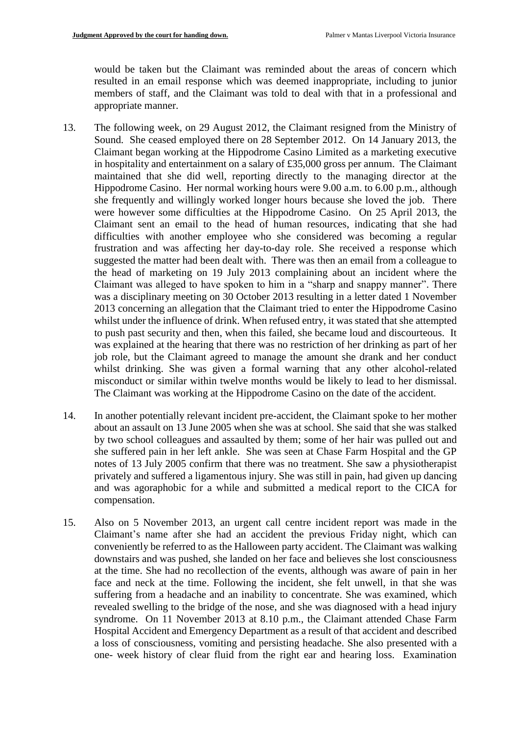would be taken but the Claimant was reminded about the areas of concern which resulted in an email response which was deemed inappropriate, including to junior members of staff, and the Claimant was told to deal with that in a professional and appropriate manner.

13. The following week, on 29 August 2012, the Claimant resigned from the Ministry of Sound. She ceased employed there on 28 September 2012. On 14 January 2013, the Claimant began working at the Hippodrome Casino Limited as a marketing executive in hospitality and entertainment on a salary of £35,000 gross per annum. The Claimant maintained that she did well, reporting directly to the managing director at the Hippodrome Casino. Her normal working hours were 9.00 a.m. to 6.00 p.m., although she frequently and willingly worked longer hours because she loved the job. There were however some difficulties at the Hippodrome Casino. On 25 April 2013, the Claimant sent an email to the head of human resources, indicating that she had difficulties with another employee who she considered was becoming a regular frustration and was affecting her day-to-day role. She received a response which suggested the matter had been dealt with. There was then an email from a colleague to the head of marketing on 19 July 2013 complaining about an incident where the Claimant was alleged to have spoken to him in a "sharp and snappy manner". There was a disciplinary meeting on 30 October 2013 resulting in a letter dated 1 November 2013 concerning an allegation that the Claimant tried to enter the Hippodrome Casino whilst under the influence of drink. When refused entry, it was stated that she attempted to push past security and then, when this failed, she became loud and discourteous. It was explained at the hearing that there was no restriction of her drinking as part of her job role, but the Claimant agreed to manage the amount she drank and her conduct whilst drinking. She was given a formal warning that any other alcohol-related misconduct or similar within twelve months would be likely to lead to her dismissal. The Claimant was working at the Hippodrome Casino on the date of the accident.

14. In another potentially relevant incident pre-accident, the Claimant spoke to her mother about an assault on 13 June 2005 when she was at school. She said that she was stalked by two school colleagues and assaulted by them; some of her hair was pulled out and she suffered pain in her left ankle. She was seen at Chase Farm Hospital and the GP notes of 13 July 2005 confirm that there was no treatment. She saw a physiotherapist privately and suffered a ligamentous injury. She was still in pain, had given up dancing and was agoraphobic for a while and submitted a medical report to the CICA for compensation.

15. Also on 5 November 2013, an urgent call centre incident report was made in the Claimant's name after she had an accident the previous Friday night, which can conveniently be referred to as the Halloween party accident. The Claimant was walking downstairs and was pushed, she landed on her face and believes she lost consciousness at the time. She had no recollection of the events, although was aware of pain in her face and neck at the time. Following the incident, she felt unwell, in that she was suffering from a headache and an inability to concentrate. She was examined, which revealed swelling to the bridge of the nose, and she was diagnosed with a head injury syndrome. On 11 November 2013 at 8.10 p.m., the Claimant attended Chase Farm Hospital Accident and Emergency Department as a result of that accident and described a loss of consciousness, vomiting and persisting headache. She also presented with a one- week history of clear fluid from the right ear and hearing loss. Examination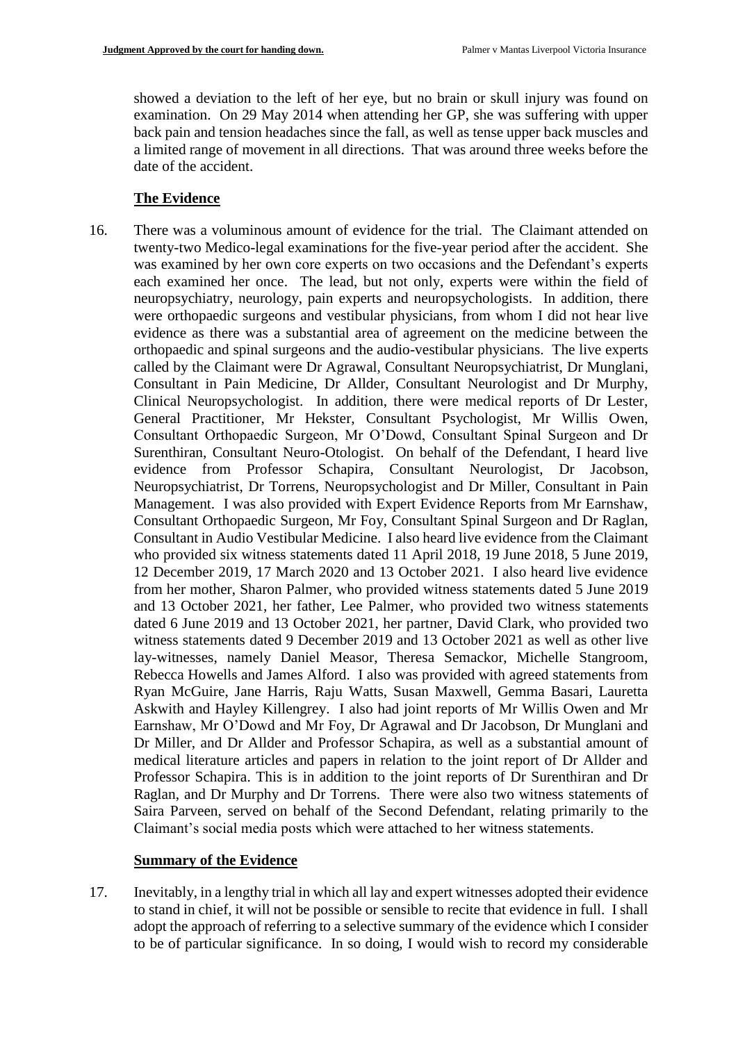showed a deviation to the left of her eye, but no brain or skull injury was found on examination. On 29 May 2014 when attending her GP, she was suffering with upper back pain and tension headaches since the fall, as well as tense upper back muscles and a limited range of movement in all directions. That was around three weeks before the date of the accident.

## The Evidence

16. There was a voluminous amount of evidence for the trial. The Claimant attended on twenty-two Medico-legal examinations for the five-year period after the accident. She was examined by her own core experts on two occasions and the Defendant's experts each examined her once. The lead, but not only, experts were within the field of neuropsychiatry, neurology, pain experts and neuropsychologists. In addition, there were orthopaedic surgeons and vestibular physicians, from whom I did not hear live evidence as there was a substantial area of agreement on the medicine between the orthopaedic and spinal surgeons and the audio-vestibular physicians. The live experts called by the Claimant were Dr Agrawal, Consultant Neuropsychiatrist, Dr Munglani, Consultant in Pain Medicine, Dr Allder, Consultant Neurologist and Dr Murphy, Clinical Neuropsychologist. In addition, there were medical reports of Dr Lester, General Practitioner, Mr Hekster, Consultant Psychologist, Mr Willis Owen, Consultant Orthopaedic Surgeon, Mr O'Dowd, Consultant Spinal Surgeon and Dr Surenthiran, Consultant Neuro-Otologist. On behalf of the Defendant, I heard live evidence from Professor Schapira, Consultant Neurologist, Dr Jacobson, Neuropsychiatrist, Dr Torrens, Neuropsychologist and Dr Miller, Consultant in Pain Management. I was also provided with Expert Evidence Reports from Mr Earnshaw, Consultant Orthopaedic Surgeon, Mr Foy, Consultant Spinal Surgeon and Dr Raglan, Consultant in Audio Vestibular Medicine. I also heard live evidence from the Claimant who provided six witness statements dated 11 April 2018, 19 June 2018, 5 June 2019, 12 December 2019, 17 March 2020 and 13 October 2021. I also heard live evidence from her mother, Sharon Palmer, who provided witness statements dated 5 June 2019 and 13 October 2021, her father, Lee Palmer, who provided two witness statements dated 6 June 2019 and 13 October 2021, her partner, David Clark, who provided two witness statements dated 9 December 2019 and 13 October 2021 as well as other live lay-witnesses, namely Daniel Measor, Theresa Semackor, Michelle Stangroom, Rebecca Howells and James Alford. I also was provided with agreed statements from Ryan McGuire, Jane Harris, Raju Watts, Susan Maxwell, Gemma Basari, Lauretta Askwith and Hayley Killengrey. I also had joint reports of Mr Willis Owen and Mr Earnshaw, Mr O'Dowd and Mr Foy, Dr Agrawal and Dr Jacobson, Dr Munglani and Dr Miller, and Dr Allder and Professor Schapira, as well as a substantial amount of medical literature articles and papers in relation to the joint report of Dr Allder and Professor Schapira. This is in addition to the joint reports of Dr Surenthiran and Dr Raglan, and Dr Murphy and Dr Torrens. There were also two witness statements of Saira Parveen, served on behalf of the Second Defendant, relating primarily to the Claimant's social media posts which were attached to her witness statements.

## Summary of the Evidence

17. Inevitably, in a lengthy trial in which all lay and expert witnesses adopted their evidence to stand in chief, it will not be possible or sensible to recite that evidence in full. I shall adopt the approach of referring to a selective summary of the evidence which I consider to be of particular significance. In so doing, I would wish to record my considerable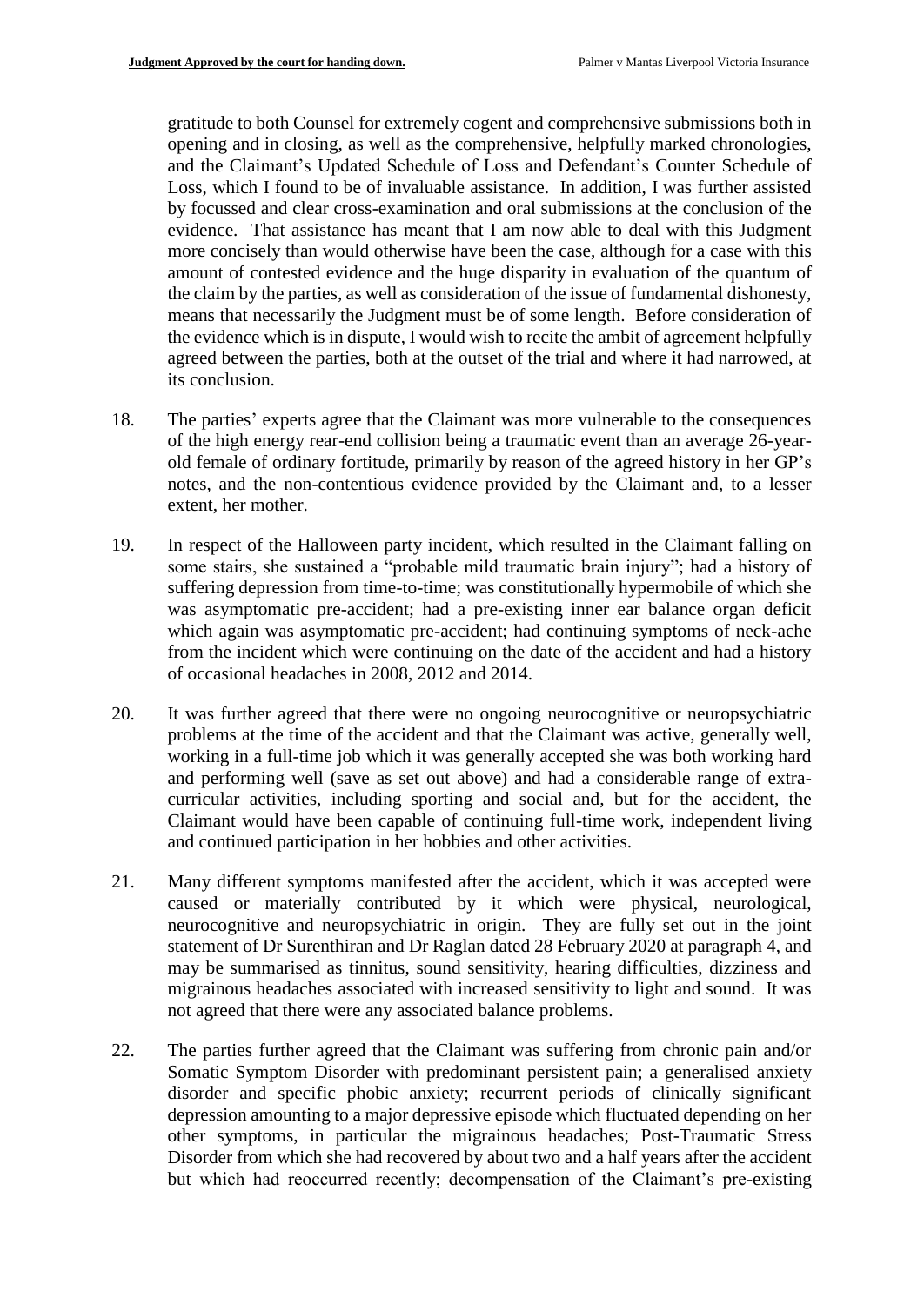gratitude to both Counsel for extremely cogent and comprehensive submissions both in opening and in closing, as well as the comprehensive, helpfully marked chronologies, and the Claimant's Updated Schedule of Loss and Defendant's Counter Schedule of Loss, which I found to be of invaluable assistance. In addition, I was further assisted by focussed and clear cross-examination and oral submissions at the conclusion of the evidence. That assistance has meant that I am now able to deal with this Judgment more concisely than would otherwise have been the case, although for a case with this amount of contested evidence and the huge disparity in evaluation of the quantum of the claim by the parties, as well as consideration of the issue of fundamental dishonesty, means that necessarily the Judgment must be of some length. Before consideration of the evidence which is in dispute, I would wish to recite the ambit of agreement helpfully agreed between the parties, both at the outset of the trial and where it had narrowed, at its conclusion.

18. The parties' experts agree that the Claimant was more vulnerable to the consequences of the high energy rear-end collision being a traumatic event than an average 26-year-old female of ordinary fortitude, primarily by reason of the agreed history in her GP's notes, and the non-contentious evidence provided by the Claimant and, to a lesser extent, her mother.

19. In respect of the Halloween party incident, which resulted in the Claimant falling on some stairs, she sustained a "probable mild traumatic brain injury"; had a history of suffering depression from time-to-time; was constitutionally hypermobile of which she was asymptomatic pre-accident; had a pre-existing inner ear balance organ deficit which again was asymptomatic pre-accident; had continuing symptoms of neck-ache from the incident which were continuing on the date of the accident and had a history of occasional headaches in 2008, 2012 and 2014.

20. It was further agreed that there were no ongoing neurocognitive or neuropsychiatric problems at the time of the accident and that the Claimant was active, generally well, working in a full-time job which it was generally accepted she was both working hard and performing well (save as set out above) and had a considerable range of extra-curricular activities, including sporting and social and, but for the accident, the Claimant would have been capable of continuing full-time work, independent living and continued participation in her hobbies and other activities.

21. Many different symptoms manifested after the accident, which it was accepted were caused or materially contributed by it which were physical, neurological, neurocognitive and neuropsychiatric in origin. They are fully set out in the joint statement of Dr Surenthiran and Dr Raglan dated 28 February 2020 at paragraph 4, and may be summarised as tinnitus, sound sensitivity, hearing difficulties, dizziness and migrainous headaches associated with increased sensitivity to light and sound. It was not agreed that there were any associated balance problems.

22. The parties further agreed that the Claimant was suffering from chronic pain and/or Somatic Symptom Disorder with predominant persistent pain; a generalised anxiety disorder and specific phobic anxiety; recurrent periods of clinically significant depression amounting to a major depressive episode which fluctuated depending on her other symptoms, in particular the migrainous headaches; Post-Traumatic Stress Disorder from which she had recovered by about two and a half years after the accident but which had reoccurred recently; decompensation of the Claimant's pre-existing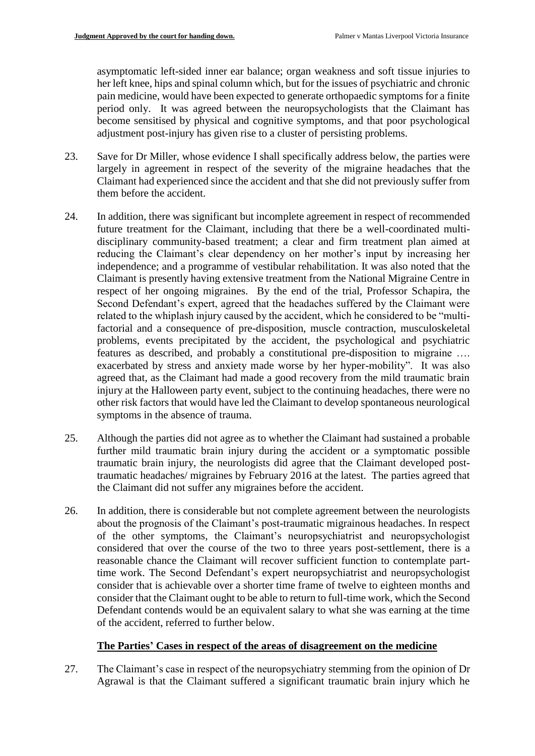asymptomatic left-sided inner ear balance; organ weakness and soft tissue injuries to her left knee, hips and spinal column which, but for the issues of psychiatric and chronic pain medicine, would have been expected to generate orthopaedic symptoms for a finite period only. It was agreed between the neuropsychologists that the Claimant has become sensitised by physical and cognitive symptoms, and that poor psychological adjustment post-injury has given rise to a cluster of persisting problems.

23. Save for Dr Miller, whose evidence I shall specifically address below, the parties were largely in agreement in respect of the severity of the migraine headaches that the Claimant had experienced since the accident and that she did not previously suffer from them before the accident.

24. In addition, there was significant but incomplete agreement in respect of recommended future treatment for the Claimant, including that there be a well-coordinated multi-disciplinary community-based treatment; a clear and firm treatment plan aimed at reducing the Claimant's clear dependency on her mother's input by increasing her independence; and a programme of vestibular rehabilitation. It was also noted that the Claimant is presently having extensive treatment from the National Migraine Centre in respect of her ongoing migraines. By the end of the trial, Professor Schapira, the Second Defendant's expert, agreed that the headaches suffered by the Claimant were related to the whiplash injury caused by the accident, which he considered to be "multi-factorial and a consequence of pre-disposition, muscle contraction, musculoskeletal problems, events precipitated by the accident, the psychological and psychiatric features as described, and probably a constitutional pre-disposition to migraine …. exacerbated by stress and anxiety made worse by her hyper-mobility". It was also agreed that, as the Claimant had made a good recovery from the mild traumatic brain injury at the Halloween party event, subject to the continuing headaches, there were no other risk factors that would have led the Claimant to develop spontaneous neurological symptoms in the absence of trauma.

25. Although the parties did not agree as to whether the Claimant had sustained a probable further mild traumatic brain injury during the accident or a symptomatic possible traumatic brain injury, the neurologists did agree that the Claimant developed post-traumatic headaches/ migraines by February 2016 at the latest. The parties agreed that the Claimant did not suffer any migraines before the accident.

26. In addition, there is considerable but not complete agreement between the neurologists about the prognosis of the Claimant's post-traumatic migrainous headaches. In respect of the other symptoms, the Claimant's neuropsychiatrist and neuropsychologist considered that over the course of the two to three years post-settlement, there is a reasonable chance the Claimant will recover sufficient function to contemplate part-time work. The Second Defendant's expert neuropsychiatrist and neuropsychologist consider that is achievable over a shorter time frame of twelve to eighteen months and consider that the Claimant ought to be able to return to full-time work, which the Second Defendant contends would be an equivalent salary to what she was earning at the time of the accident, referred to further below.

## The Parties' Cases in respect of the areas of disagreement on the medicine

27. The Claimant's case in respect of the neuropsychiatry stemming from the opinion of Dr Agrawal is that the Claimant suffered a significant traumatic brain injury which he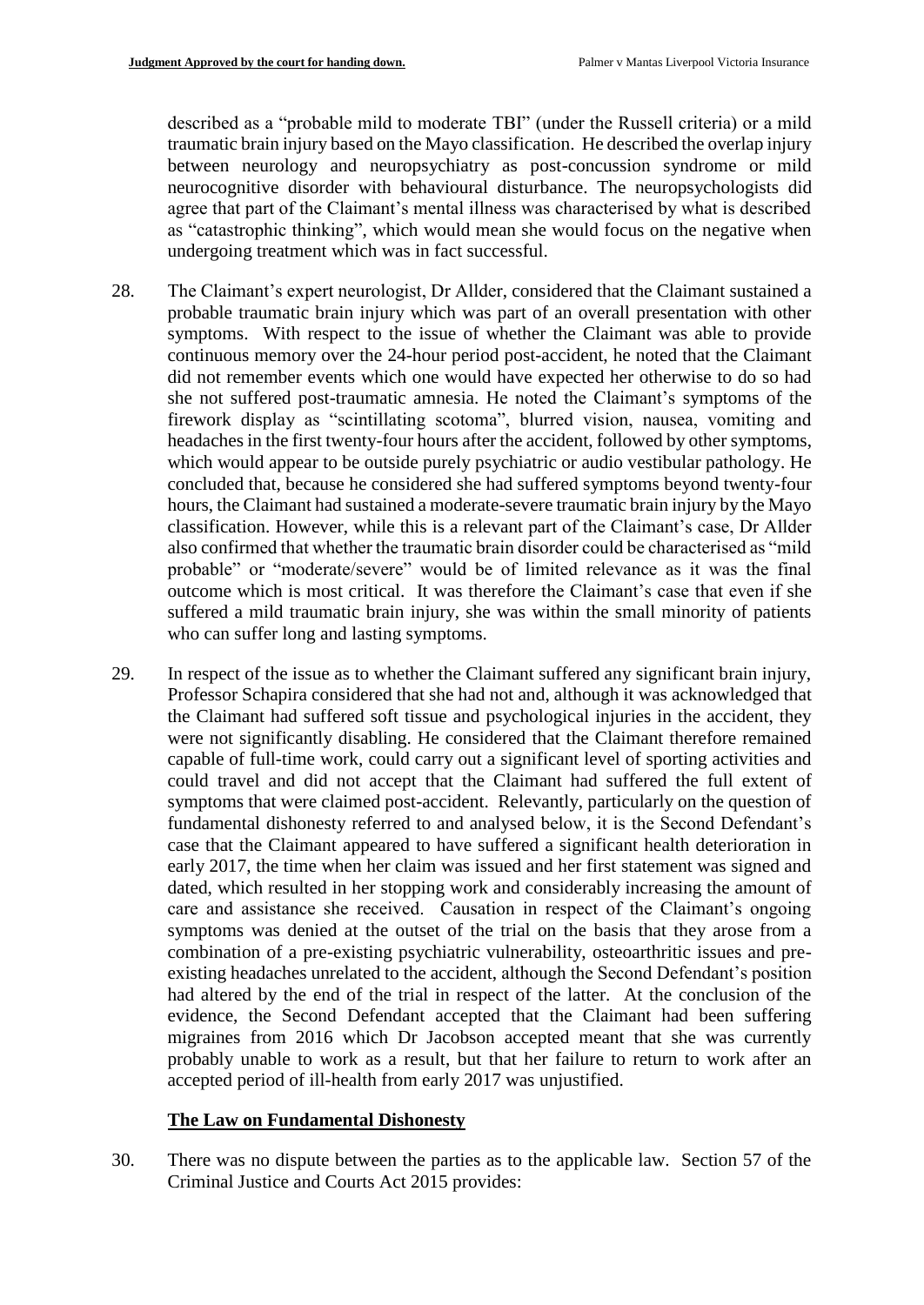described as a "probable mild to moderate TBI" (under the Russell criteria) or a mild traumatic brain injury based on the Mayo classification. He described the overlap injury between neurology and neuropsychiatry as post-concussion syndrome or mild neurocognitive disorder with behavioural disturbance. The neuropsychologists did agree that part of the Claimant's mental illness was characterised by what is described as "catastrophic thinking", which would mean she would focus on the negative when undergoing treatment which was in fact successful.

28. The Claimant's expert neurologist, Dr Allder, considered that the Claimant sustained a probable traumatic brain injury which was part of an overall presentation with other symptoms. With respect to the issue of whether the Claimant was able to provide continuous memory over the 24-hour period post-accident, he noted that the Claimant did not remember events which one would have expected her otherwise to do so had she not suffered post-traumatic amnesia. He noted the Claimant's symptoms of the firework display as "scintillating scotoma", blurred vision, nausea, vomiting and headaches in the first twenty-four hours after the accident, followed by other symptoms, which would appear to be outside purely psychiatric or audio vestibular pathology. He concluded that, because he considered she had suffered symptoms beyond twenty-four hours, the Claimant had sustained a moderate-severe traumatic brain injury by the Mayo classification. However, while this is a relevant part of the Claimant's case, Dr Allder also confirmed that whether the traumatic brain disorder could be characterised as "mild probable" or "moderate/severe" would be of limited relevance as it was the final outcome which is most critical. It was therefore the Claimant's case that even if she suffered a mild traumatic brain injury, she was within the small minority of patients who can suffer long and lasting symptoms.

29. In respect of the issue as to whether the Claimant suffered any significant brain injury, Professor Schapira considered that she had not and, although it was acknowledged that the Claimant had suffered soft tissue and psychological injuries in the accident, they were not significantly disabling. He considered that the Claimant therefore remained capable of full-time work, could carry out a significant level of sporting activities and could travel and did not accept that the Claimant had suffered the full extent of symptoms that were claimed post-accident. Relevantly, particularly on the question of fundamental dishonesty referred to and analysed below, it is the Second Defendant's case that the Claimant appeared to have suffered a significant health deterioration in early 2017, the time when her claim was issued and her first statement was signed and dated, which resulted in her stopping work and considerably increasing the amount of care and assistance she received. Causation in respect of the Claimant's ongoing symptoms was denied at the outset of the trial on the basis that they arose from a combination of a pre-existing psychiatric vulnerability, osteoarthritic issues and pre-existing headaches unrelated to the accident, although the Second Defendant's position had altered by the end of the trial in respect of the latter. At the conclusion of the evidence, the Second Defendant accepted that the Claimant had been suffering migraines from 2016 which Dr Jacobson accepted meant that she was currently probably unable to work as a result, but that her failure to return to work after an accepted period of ill-health from early 2017 was unjustified.

## The Law on Fundamental Dishonesty

30. There was no dispute between the parties as to the applicable law. Section 57 of the Criminal Justice and Courts Act 2015 provides: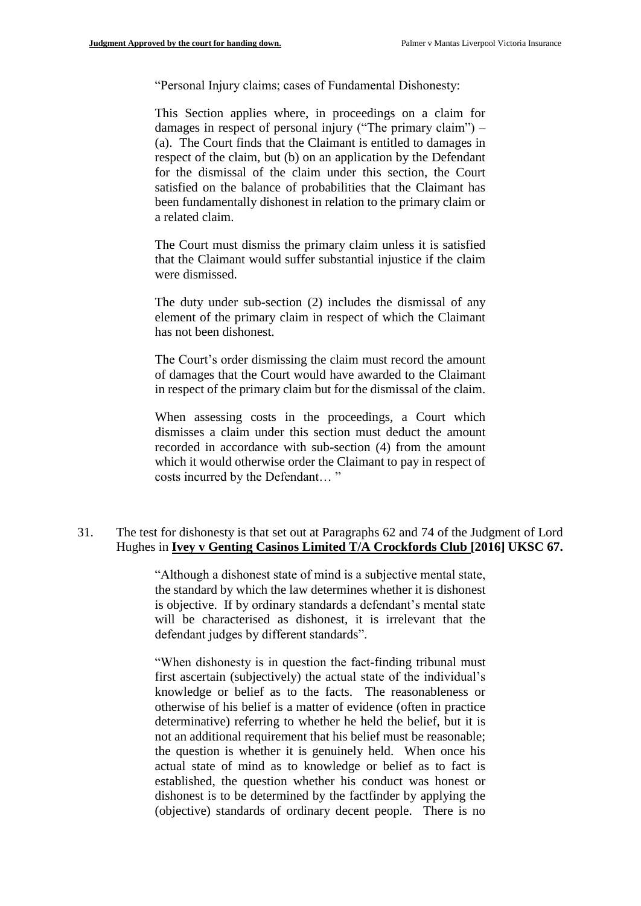> "Personal Injury claims; cases of Fundamental Dishonesty:
>
> This Section applies where, in proceedings on a claim for damages in respect of personal injury ("The primary claim") – (a). The Court finds that the Claimant is entitled to damages in respect of the claim, but (b) on an application by the Defendant for the dismissal of the claim under this section, the Court satisfied on the balance of probabilities that the Claimant has been fundamentally dishonest in relation to the primary claim or a related claim.
>
> The Court must dismiss the primary claim unless it is satisfied that the Claimant would suffer substantial injustice if the claim were dismissed.
>
> The duty under sub-section (2) includes the dismissal of any element of the primary claim in respect of which the Claimant has not been dishonest.
>
> The Court's order dismissing the claim must record the amount of damages that the Court would have awarded to the Claimant in respect of the primary claim but for the dismissal of the claim.
>
> When assessing costs in the proceedings, a Court which dismisses a claim under this section must deduct the amount recorded in accordance with sub-section (4) from the amount which it would otherwise order the Claimant to pay in respect of costs incurred by the Defendant… "

31. The test for dishonesty is that set out at Paragraphs 62 and 74 of the Judgment of Lord Hughes in **Ivey v Genting Casinos Limited T/A Crockfords Club [2016] UKSC 67.**

> "Although a dishonest state of mind is a subjective mental state, the standard by which the law determines whether it is dishonest is objective. If by ordinary standards a defendant's mental state will be characterised as dishonest, it is irrelevant that the defendant judges by different standards".
>
> "When dishonesty is in question the fact-finding tribunal must first ascertain (subjectively) the actual state of the individual's knowledge or belief as to the facts. The reasonableness or otherwise of his belief is a matter of evidence (often in practice determinative) referring to whether he held the belief, but it is not an additional requirement that his belief must be reasonable; the question is whether it is genuinely held. When once his actual state of mind as to knowledge or belief as to fact is established, the question whether his conduct was honest or dishonest is to be determined by the factfinder by applying the (objective) standards of ordinary decent people. There is no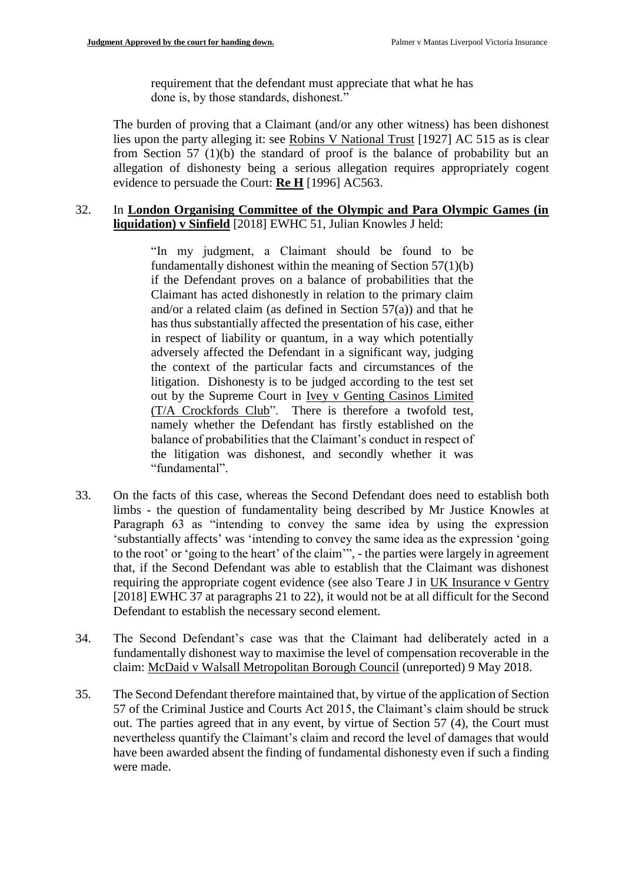requirement that the defendant must appreciate that what he has done is, by those standards, dishonest."

The burden of proving that a Claimant (and/or any other witness) has been dishonest lies upon the party alleging it: see Robins V National Trust [1927] AC 515 as is clear from Section 57 (1)(b) the standard of proof is the balance of probability but an allegation of dishonesty being a serious allegation requires appropriately cogent evidence to persuade the Court: **Re H** [1996] AC563.

32. In **London Organising Committee of the Olympic and Para Olympic Games (in liquidation) v Sinfield** [2018] EWHC 51, Julian Knowles J held:

> "In my judgment, a Claimant should be found to be fundamentally dishonest within the meaning of Section 57(1)(b) if the Defendant proves on a balance of probabilities that the Claimant has acted dishonestly in relation to the primary claim and/or a related claim (as defined in Section 57(a)) and that he has thus substantially affected the presentation of his case, either in respect of liability or quantum, in a way which potentially adversely affected the Defendant in a significant way, judging the context of the particular facts and circumstances of the litigation. Dishonesty is to be judged according to the test set out by the Supreme Court in Ivey v Genting Casinos Limited (T/A Crockfords Club". There is therefore a twofold test, namely whether the Defendant has firstly established on the balance of probabilities that the Claimant's conduct in respect of the litigation was dishonest, and secondly whether it was "fundamental".

33. On the facts of this case, whereas the Second Defendant does need to establish both limbs - the question of fundamentality being described by Mr Justice Knowles at Paragraph 63 as "intending to convey the same idea by using the expression 'substantially affects' was 'intending to convey the same idea as the expression 'going to the root' or 'going to the heart' of the claim'", - the parties were largely in agreement that, if the Second Defendant was able to establish that the Claimant was dishonest requiring the appropriate cogent evidence (see also Teare J in UK Insurance v Gentry [2018] EWHC 37 at paragraphs 21 to 22), it would not be at all difficult for the Second Defendant to establish the necessary second element.

34. The Second Defendant's case was that the Claimant had deliberately acted in a fundamentally dishonest way to maximise the level of compensation recoverable in the claim: McDaid v Walsall Metropolitan Borough Council (unreported) 9 May 2018.

35. The Second Defendant therefore maintained that, by virtue of the application of Section 57 of the Criminal Justice and Courts Act 2015, the Claimant's claim should be struck out. The parties agreed that in any event, by virtue of Section 57 (4), the Court must nevertheless quantify the Claimant's claim and record the level of damages that would have been awarded absent the finding of fundamental dishonesty even if such a finding were made.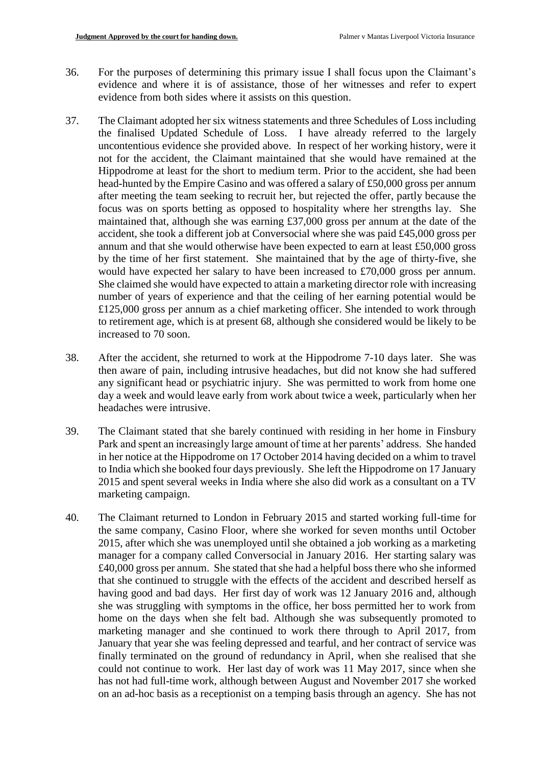36. For the purposes of determining this primary issue I shall focus upon the Claimant's evidence and where it is of assistance, those of her witnesses and refer to expert evidence from both sides where it assists on this question.

37. The Claimant adopted her six witness statements and three Schedules of Loss including the finalised Updated Schedule of Loss. I have already referred to the largely uncontentious evidence she provided above. In respect of her working history, were it not for the accident, the Claimant maintained that she would have remained at the Hippodrome at least for the short to medium term. Prior to the accident, she had been head-hunted by the Empire Casino and was offered a salary of £50,000 gross per annum after meeting the team seeking to recruit her, but rejected the offer, partly because the focus was on sports betting as opposed to hospitality where her strengths lay. She maintained that, although she was earning £37,000 gross per annum at the date of the accident, she took a different job at Conversocial where she was paid £45,000 gross per annum and that she would otherwise have been expected to earn at least £50,000 gross by the time of her first statement. She maintained that by the age of thirty-five, she would have expected her salary to have been increased to £70,000 gross per annum. She claimed she would have expected to attain a marketing director role with increasing number of years of experience and that the ceiling of her earning potential would be £125,000 gross per annum as a chief marketing officer. She intended to work through to retirement age, which is at present 68, although she considered would be likely to be increased to 70 soon.

38. After the accident, she returned to work at the Hippodrome 7-10 days later. She was then aware of pain, including intrusive headaches, but did not know she had suffered any significant head or psychiatric injury. She was permitted to work from home one day a week and would leave early from work about twice a week, particularly when her headaches were intrusive.

39. The Claimant stated that she barely continued with residing in her home in Finsbury Park and spent an increasingly large amount of time at her parents' address. She handed in her notice at the Hippodrome on 17 October 2014 having decided on a whim to travel to India which she booked four days previously. She left the Hippodrome on 17 January 2015 and spent several weeks in India where she also did work as a consultant on a TV marketing campaign.

40. The Claimant returned to London in February 2015 and started working full-time for the same company, Casino Floor, where she worked for seven months until October 2015, after which she was unemployed until she obtained a job working as a marketing manager for a company called Conversocial in January 2016. Her starting salary was £40,000 gross per annum. She stated that she had a helpful boss there who she informed that she continued to struggle with the effects of the accident and described herself as having good and bad days. Her first day of work was 12 January 2016 and, although she was struggling with symptoms in the office, her boss permitted her to work from home on the days when she felt bad. Although she was subsequently promoted to marketing manager and she continued to work there through to April 2017, from January that year she was feeling depressed and tearful, and her contract of service was finally terminated on the ground of redundancy in April, when she realised that she could not continue to work. Her last day of work was 11 May 2017, since when she has not had full-time work, although between August and November 2017 she worked on an ad-hoc basis as a receptionist on a temping basis through an agency. She has not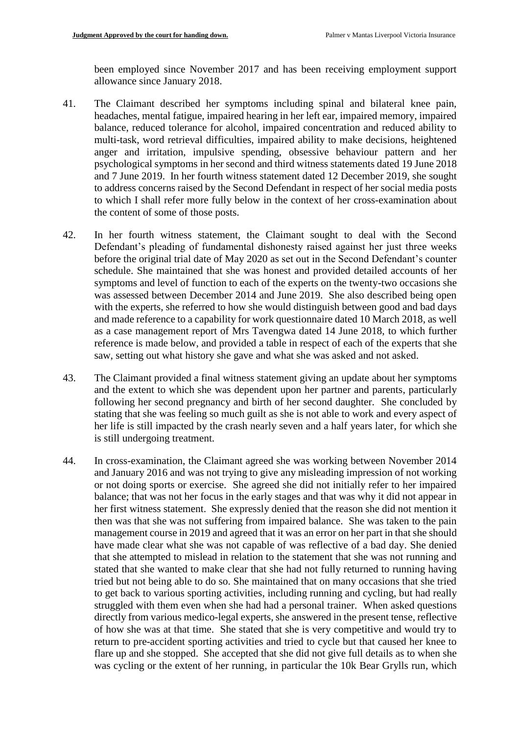been employed since November 2017 and has been receiving employment support allowance since January 2018.

41. The Claimant described her symptoms including spinal and bilateral knee pain, headaches, mental fatigue, impaired hearing in her left ear, impaired memory, impaired balance, reduced tolerance for alcohol, impaired concentration and reduced ability to multi-task, word retrieval difficulties, impaired ability to make decisions, heightened anger and irritation, impulsive spending, obsessive behaviour pattern and her psychological symptoms in her second and third witness statements dated 19 June 2018 and 7 June 2019. In her fourth witness statement dated 12 December 2019, she sought to address concerns raised by the Second Defendant in respect of her social media posts to which I shall refer more fully below in the context of her cross-examination about the content of some of those posts.

42. In her fourth witness statement, the Claimant sought to deal with the Second Defendant's pleading of fundamental dishonesty raised against her just three weeks before the original trial date of May 2020 as set out in the Second Defendant's counter schedule. She maintained that she was honest and provided detailed accounts of her symptoms and level of function to each of the experts on the twenty-two occasions she was assessed between December 2014 and June 2019. She also described being open with the experts, she referred to how she would distinguish between good and bad days and made reference to a capability for work questionnaire dated 10 March 2018, as well as a case management report of Mrs Tavengwa dated 14 June 2018, to which further reference is made below, and provided a table in respect of each of the experts that she saw, setting out what history she gave and what she was asked and not asked.

43. The Claimant provided a final witness statement giving an update about her symptoms and the extent to which she was dependent upon her partner and parents, particularly following her second pregnancy and birth of her second daughter. She concluded by stating that she was feeling so much guilt as she is not able to work and every aspect of her life is still impacted by the crash nearly seven and a half years later, for which she is still undergoing treatment.

44. In cross-examination, the Claimant agreed she was working between November 2014 and January 2016 and was not trying to give any misleading impression of not working or not doing sports or exercise. She agreed she did not initially refer to her impaired balance; that was not her focus in the early stages and that was why it did not appear in her first witness statement. She expressly denied that the reason she did not mention it then was that she was not suffering from impaired balance. She was taken to the pain management course in 2019 and agreed that it was an error on her part in that she should have made clear what she was not capable of was reflective of a bad day. She denied that she attempted to mislead in relation to the statement that she was not running and stated that she wanted to make clear that she had not fully returned to running having tried but not being able to do so. She maintained that on many occasions that she tried to get back to various sporting activities, including running and cycling, but had really struggled with them even when she had had a personal trainer. When asked questions directly from various medico-legal experts, she answered in the present tense, reflective of how she was at that time. She stated that she is very competitive and would try to return to pre-accident sporting activities and tried to cycle but that caused her knee to flare up and she stopped. She accepted that she did not give full details as to when she was cycling or the extent of her running, in particular the 10k Bear Grylls run, which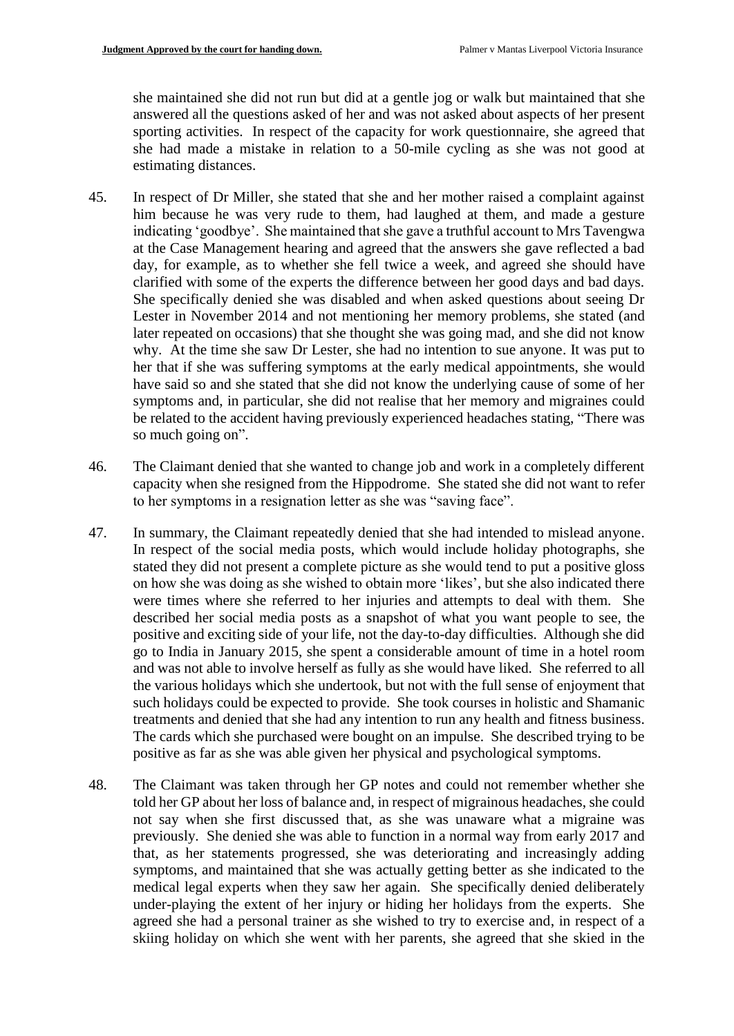she maintained she did not run but did at a gentle jog or walk but maintained that she answered all the questions asked of her and was not asked about aspects of her present sporting activities. In respect of the capacity for work questionnaire, she agreed that she had made a mistake in relation to a 50-mile cycling as she was not good at estimating distances.

45. In respect of Dr Miller, she stated that she and her mother raised a complaint against him because he was very rude to them, had laughed at them, and made a gesture indicating 'goodbye'. She maintained that she gave a truthful account to Mrs Tavengwa at the Case Management hearing and agreed that the answers she gave reflected a bad day, for example, as to whether she fell twice a week, and agreed she should have clarified with some of the experts the difference between her good days and bad days. She specifically denied she was disabled and when asked questions about seeing Dr Lester in November 2014 and not mentioning her memory problems, she stated (and later repeated on occasions) that she thought she was going mad, and she did not know why. At the time she saw Dr Lester, she had no intention to sue anyone. It was put to her that if she was suffering symptoms at the early medical appointments, she would have said so and she stated that she did not know the underlying cause of some of her symptoms and, in particular, she did not realise that her memory and migraines could be related to the accident having previously experienced headaches stating, "There was so much going on".

46. The Claimant denied that she wanted to change job and work in a completely different capacity when she resigned from the Hippodrome. She stated she did not want to refer to her symptoms in a resignation letter as she was "saving face".

47. In summary, the Claimant repeatedly denied that she had intended to mislead anyone. In respect of the social media posts, which would include holiday photographs, she stated they did not present a complete picture as she would tend to put a positive gloss on how she was doing as she wished to obtain more 'likes', but she also indicated there were times where she referred to her injuries and attempts to deal with them. She described her social media posts as a snapshot of what you want people to see, the positive and exciting side of your life, not the day-to-day difficulties. Although she did go to India in January 2015, she spent a considerable amount of time in a hotel room and was not able to involve herself as fully as she would have liked. She referred to all the various holidays which she undertook, but not with the full sense of enjoyment that such holidays could be expected to provide. She took courses in holistic and Shamanic treatments and denied that she had any intention to run any health and fitness business. The cards which she purchased were bought on an impulse. She described trying to be positive as far as she was able given her physical and psychological symptoms.

48. The Claimant was taken through her GP notes and could not remember whether she told her GP about her loss of balance and, in respect of migrainous headaches, she could not say when she first discussed that, as she was unaware what a migraine was previously. She denied she was able to function in a normal way from early 2017 and that, as her statements progressed, she was deteriorating and increasingly adding symptoms, and maintained that she was actually getting better as she indicated to the medical legal experts when they saw her again. She specifically denied deliberately under-playing the extent of her injury or hiding her holidays from the experts. She agreed she had a personal trainer as she wished to try to exercise and, in respect of a skiing holiday on which she went with her parents, she agreed that she skied in the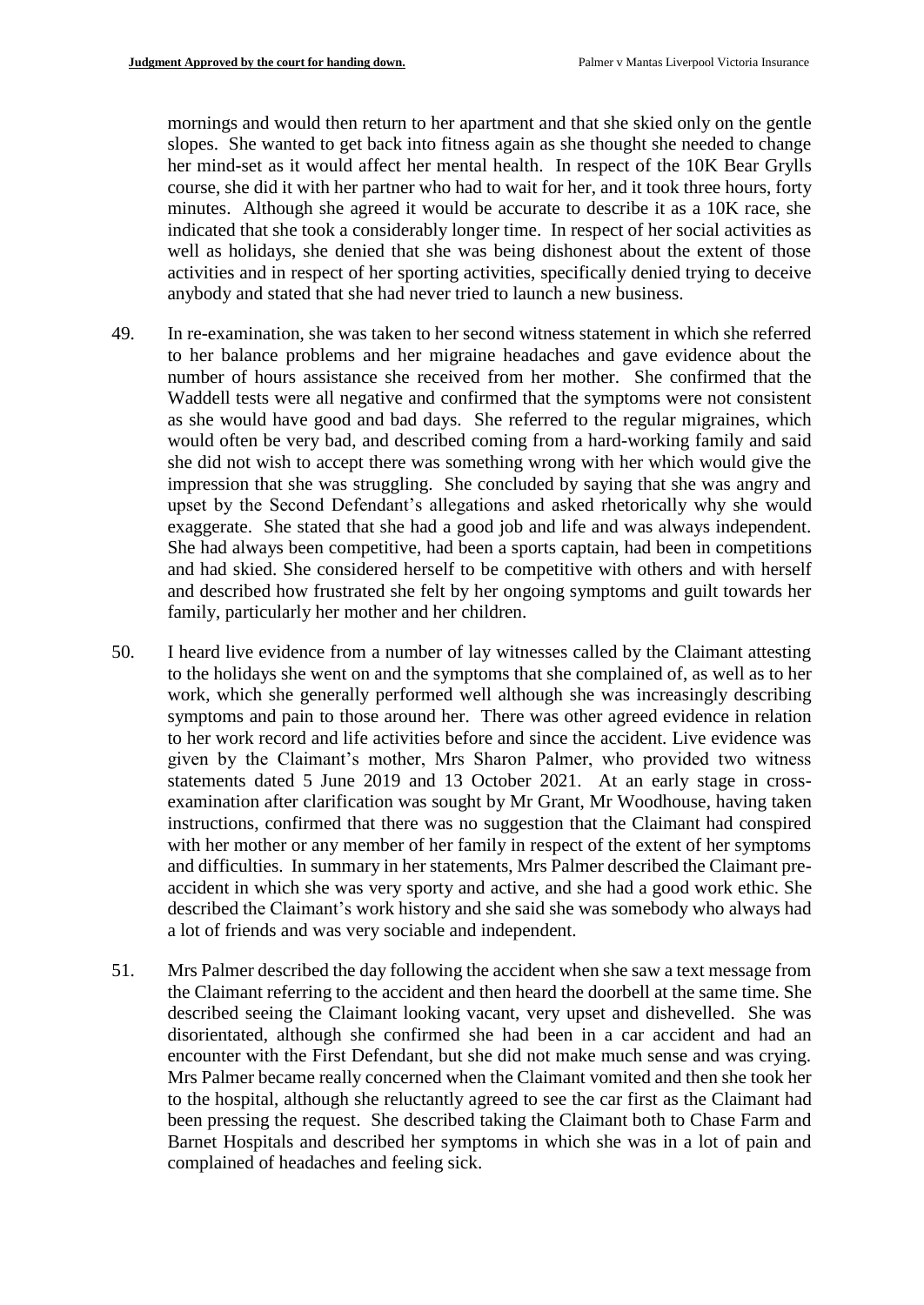mornings and would then return to her apartment and that she skied only on the gentle slopes. She wanted to get back into fitness again as she thought she needed to change her mind-set as it would affect her mental health. In respect of the 10K Bear Grylls course, she did it with her partner who had to wait for her, and it took three hours, forty minutes. Although she agreed it would be accurate to describe it as a 10K race, she indicated that she took a considerably longer time. In respect of her social activities as well as holidays, she denied that she was being dishonest about the extent of those activities and in respect of her sporting activities, specifically denied trying to deceive anybody and stated that she had never tried to launch a new business.

49. In re-examination, she was taken to her second witness statement in which she referred to her balance problems and her migraine headaches and gave evidence about the number of hours assistance she received from her mother. She confirmed that the Waddell tests were all negative and confirmed that the symptoms were not consistent as she would have good and bad days. She referred to the regular migraines, which would often be very bad, and described coming from a hard-working family and said she did not wish to accept there was something wrong with her which would give the impression that she was struggling. She concluded by saying that she was angry and upset by the Second Defendant's allegations and asked rhetorically why she would exaggerate. She stated that she had a good job and life and was always independent. She had always been competitive, had been a sports captain, had been in competitions and had skied. She considered herself to be competitive with others and with herself and described how frustrated she felt by her ongoing symptoms and guilt towards her family, particularly her mother and her children.

50. I heard live evidence from a number of lay witnesses called by the Claimant attesting to the holidays she went on and the symptoms that she complained of, as well as to her work, which she generally performed well although she was increasingly describing symptoms and pain to those around her. There was other agreed evidence in relation to her work record and life activities before and since the accident. Live evidence was given by the Claimant's mother, Mrs Sharon Palmer, who provided two witness statements dated 5 June 2019 and 13 October 2021. At an early stage in cross-examination after clarification was sought by Mr Grant, Mr Woodhouse, having taken instructions, confirmed that there was no suggestion that the Claimant had conspired with her mother or any member of her family in respect of the extent of her symptoms and difficulties. In summary in her statements, Mrs Palmer described the Claimant pre-accident in which she was very sporty and active, and she had a good work ethic. She described the Claimant's work history and she said she was somebody who always had a lot of friends and was very sociable and independent.

51. Mrs Palmer described the day following the accident when she saw a text message from the Claimant referring to the accident and then heard the doorbell at the same time. She described seeing the Claimant looking vacant, very upset and dishevelled. She was disorientated, although she confirmed she had been in a car accident and had an encounter with the First Defendant, but she did not make much sense and was crying. Mrs Palmer became really concerned when the Claimant vomited and then she took her to the hospital, although she reluctantly agreed to see the car first as the Claimant had been pressing the request. She described taking the Claimant both to Chase Farm and Barnet Hospitals and described her symptoms in which she was in a lot of pain and complained of headaches and feeling sick.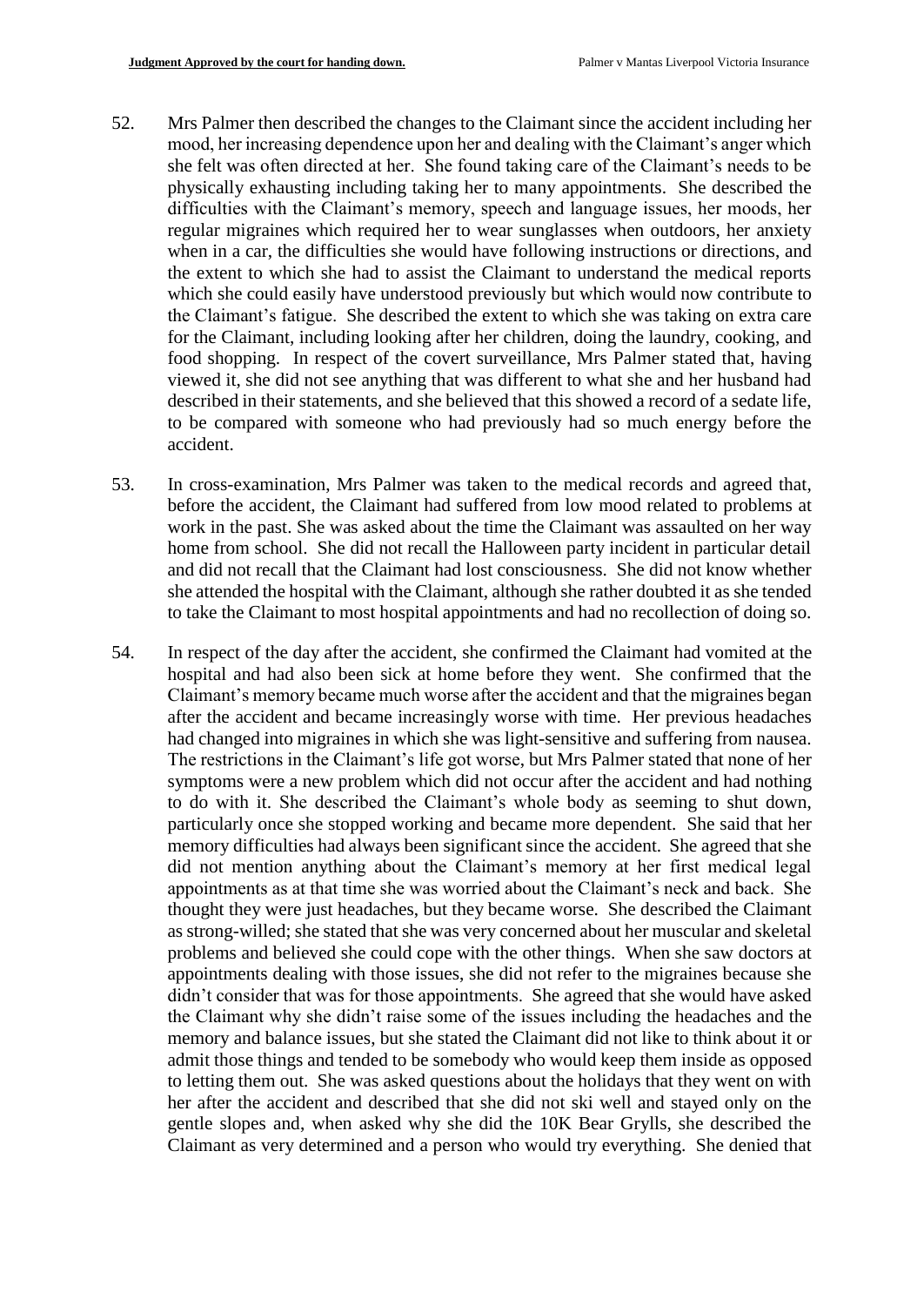52. Mrs Palmer then described the changes to the Claimant since the accident including her mood, her increasing dependence upon her and dealing with the Claimant's anger which she felt was often directed at her. She found taking care of the Claimant's needs to be physically exhausting including taking her to many appointments. She described the difficulties with the Claimant's memory, speech and language issues, her moods, her regular migraines which required her to wear sunglasses when outdoors, her anxiety when in a car, the difficulties she would have following instructions or directions, and the extent to which she had to assist the Claimant to understand the medical reports which she could easily have understood previously but which would now contribute to the Claimant's fatigue. She described the extent to which she was taking on extra care for the Claimant, including looking after her children, doing the laundry, cooking, and food shopping. In respect of the covert surveillance, Mrs Palmer stated that, having viewed it, she did not see anything that was different to what she and her husband had described in their statements, and she believed that this showed a record of a sedate life, to be compared with someone who had previously had so much energy before the accident.

53. In cross-examination, Mrs Palmer was taken to the medical records and agreed that, before the accident, the Claimant had suffered from low mood related to problems at work in the past. She was asked about the time the Claimant was assaulted on her way home from school. She did not recall the Halloween party incident in particular detail and did not recall that the Claimant had lost consciousness. She did not know whether she attended the hospital with the Claimant, although she rather doubted it as she tended to take the Claimant to most hospital appointments and had no recollection of doing so.

54. In respect of the day after the accident, she confirmed the Claimant had vomited at the hospital and had also been sick at home before they went. She confirmed that the Claimant's memory became much worse after the accident and that the migraines began after the accident and became increasingly worse with time. Her previous headaches had changed into migraines in which she was light-sensitive and suffering from nausea. The restrictions in the Claimant's life got worse, but Mrs Palmer stated that none of her symptoms were a new problem which did not occur after the accident and had nothing to do with it. She described the Claimant's whole body as seeming to shut down, particularly once she stopped working and became more dependent. She said that her memory difficulties had always been significant since the accident. She agreed that she did not mention anything about the Claimant's memory at her first medical legal appointments as at that time she was worried about the Claimant's neck and back. She thought they were just headaches, but they became worse. She described the Claimant as strong-willed; she stated that she was very concerned about her muscular and skeletal problems and believed she could cope with the other things. When she saw doctors at appointments dealing with those issues, she did not refer to the migraines because she didn't consider that was for those appointments. She agreed that she would have asked the Claimant why she didn't raise some of the issues including the headaches and the memory and balance issues, but she stated the Claimant did not like to think about it or admit those things and tended to be somebody who would keep them inside as opposed to letting them out. She was asked questions about the holidays that they went on with her after the accident and described that she did not ski well and stayed only on the gentle slopes and, when asked why she did the 10K Bear Grylls, she described the Claimant as very determined and a person who would try everything. She denied that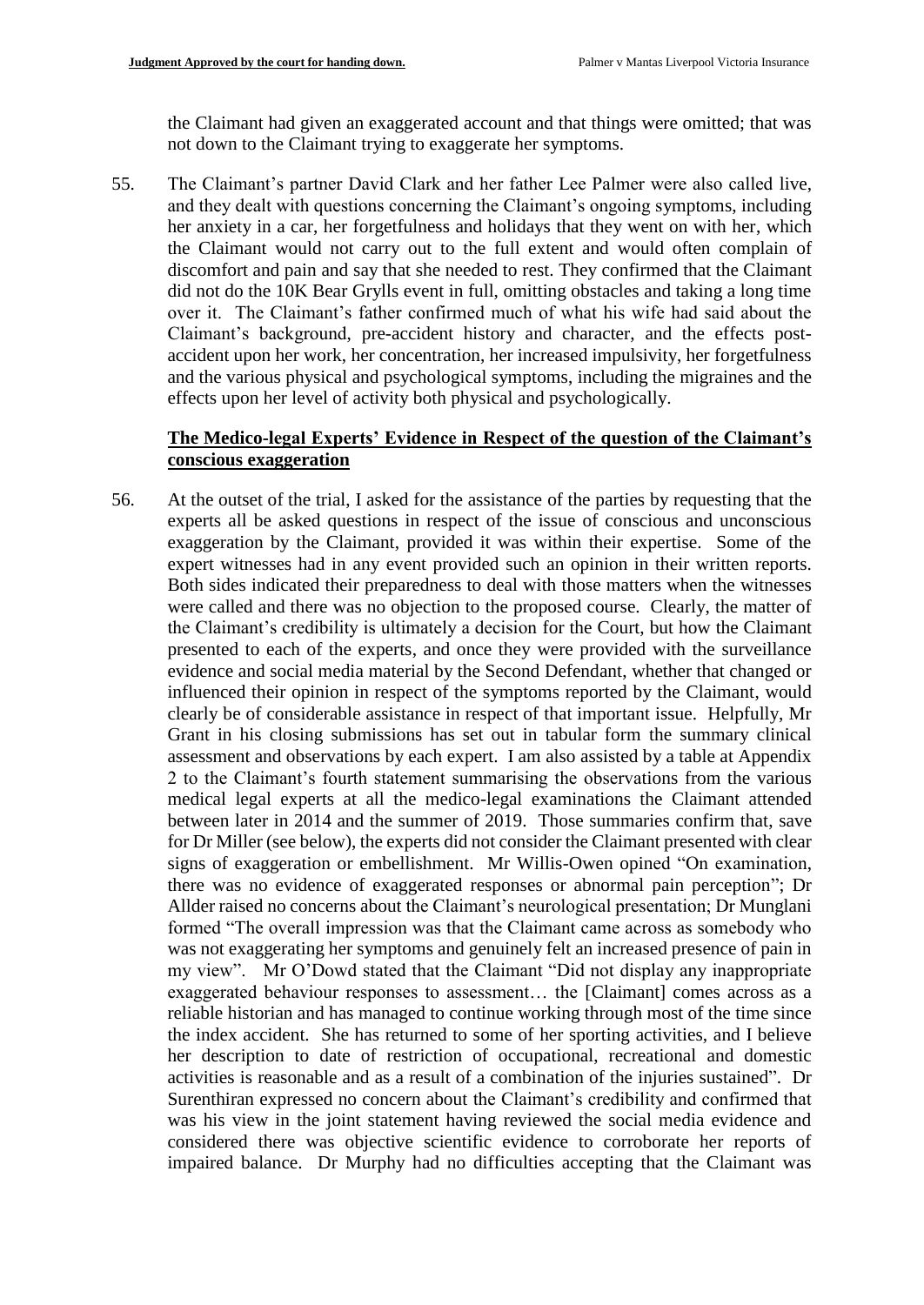the Claimant had given an exaggerated account and that things were omitted; that was not down to the Claimant trying to exaggerate her symptoms.

55. The Claimant's partner David Clark and her father Lee Palmer were also called live, and they dealt with questions concerning the Claimant's ongoing symptoms, including her anxiety in a car, her forgetfulness and holidays that they went on with her, which the Claimant would not carry out to the full extent and would often complain of discomfort and pain and say that she needed to rest. They confirmed that the Claimant did not do the 10K Bear Grylls event in full, omitting obstacles and taking a long time over it. The Claimant's father confirmed much of what his wife had said about the Claimant's background, pre-accident history and character, and the effects post-accident upon her work, her concentration, her increased impulsivity, her forgetfulness and the various physical and psychological symptoms, including the migraines and the effects upon her level of activity both physical and psychologically.

### The Medico-legal Experts' Evidence in Respect of the question of the Claimant's conscious exaggeration

56. At the outset of the trial, I asked for the assistance of the parties by requesting that the experts all be asked questions in respect of the issue of conscious and unconscious exaggeration by the Claimant, provided it was within their expertise. Some of the expert witnesses had in any event provided such an opinion in their written reports. Both sides indicated their preparedness to deal with those matters when the witnesses were called and there was no objection to the proposed course. Clearly, the matter of the Claimant's credibility is ultimately a decision for the Court, but how the Claimant presented to each of the experts, and once they were provided with the surveillance evidence and social media material by the Second Defendant, whether that changed or influenced their opinion in respect of the symptoms reported by the Claimant, would clearly be of considerable assistance in respect of that important issue. Helpfully, Mr Grant in his closing submissions has set out in tabular form the summary clinical assessment and observations by each expert. I am also assisted by a table at Appendix 2 to the Claimant's fourth statement summarising the observations from the various medical legal experts at all the medico-legal examinations the Claimant attended between later in 2014 and the summer of 2019. Those summaries confirm that, save for Dr Miller (see below), the experts did not consider the Claimant presented with clear signs of exaggeration or embellishment. Mr Willis-Owen opined "On examination, there was no evidence of exaggerated responses or abnormal pain perception"; Dr Allder raised no concerns about the Claimant's neurological presentation; Dr Munglani formed "The overall impression was that the Claimant came across as somebody who was not exaggerating her symptoms and genuinely felt an increased presence of pain in my view". Mr O'Dowd stated that the Claimant "Did not display any inappropriate exaggerated behaviour responses to assessment… the [Claimant] comes across as a reliable historian and has managed to continue working through most of the time since the index accident. She has returned to some of her sporting activities, and I believe her description to date of restriction of occupational, recreational and domestic activities is reasonable and as a result of a combination of the injuries sustained". Dr Surenthiran expressed no concern about the Claimant's credibility and confirmed that was his view in the joint statement having reviewed the social media evidence and considered there was objective scientific evidence to corroborate her reports of impaired balance. Dr Murphy had no difficulties accepting that the Claimant was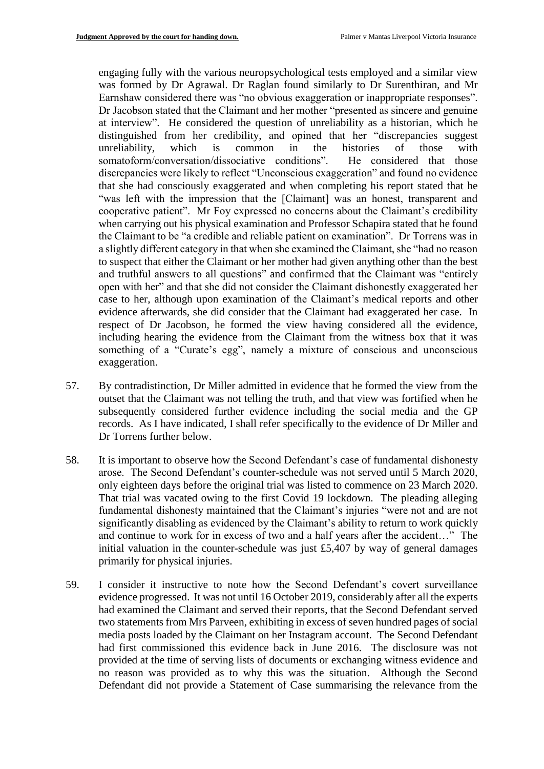engaging fully with the various neuropsychological tests employed and a similar view was formed by Dr Agrawal. Dr Raglan found similarly to Dr Surenthiran, and Mr Earnshaw considered there was "no obvious exaggeration or inappropriate responses". Dr Jacobson stated that the Claimant and her mother "presented as sincere and genuine at interview". He considered the question of unreliability as a historian, which he distinguished from her credibility, and opined that her "discrepancies suggest unreliability, which is common in the histories of those with somatoform/conversation/dissociative conditions". He considered that those discrepancies were likely to reflect "Unconscious exaggeration" and found no evidence that she had consciously exaggerated and when completing his report stated that he "was left with the impression that the [Claimant] was an honest, transparent and cooperative patient". Mr Foy expressed no concerns about the Claimant's credibility when carrying out his physical examination and Professor Schapira stated that he found the Claimant to be "a credible and reliable patient on examination". Dr Torrens was in a slightly different category in that when she examined the Claimant, she "had no reason to suspect that either the Claimant or her mother had given anything other than the best and truthful answers to all questions" and confirmed that the Claimant was "entirely open with her" and that she did not consider the Claimant dishonestly exaggerated her case to her, although upon examination of the Claimant's medical reports and other evidence afterwards, she did consider that the Claimant had exaggerated her case. In respect of Dr Jacobson, he formed the view having considered all the evidence, including hearing the evidence from the Claimant from the witness box that it was something of a "Curate's egg", namely a mixture of conscious and unconscious exaggeration.

57. By contradistinction, Dr Miller admitted in evidence that he formed the view from the outset that the Claimant was not telling the truth, and that view was fortified when he subsequently considered further evidence including the social media and the GP records. As I have indicated, I shall refer specifically to the evidence of Dr Miller and Dr Torrens further below.

58. It is important to observe how the Second Defendant's case of fundamental dishonesty arose. The Second Defendant's counter-schedule was not served until 5 March 2020, only eighteen days before the original trial was listed to commence on 23 March 2020. That trial was vacated owing to the first Covid 19 lockdown. The pleading alleging fundamental dishonesty maintained that the Claimant's injuries "were not and are not significantly disabling as evidenced by the Claimant's ability to return to work quickly and continue to work for in excess of two and a half years after the accident…" The initial valuation in the counter-schedule was just £5,407 by way of general damages primarily for physical injuries.

59. I consider it instructive to note how the Second Defendant's covert surveillance evidence progressed. It was not until 16 October 2019, considerably after all the experts had examined the Claimant and served their reports, that the Second Defendant served two statements from Mrs Parveen, exhibiting in excess of seven hundred pages of social media posts loaded by the Claimant on her Instagram account. The Second Defendant had first commissioned this evidence back in June 2016. The disclosure was not provided at the time of serving lists of documents or exchanging witness evidence and no reason was provided as to why this was the situation. Although the Second Defendant did not provide a Statement of Case summarising the relevance from the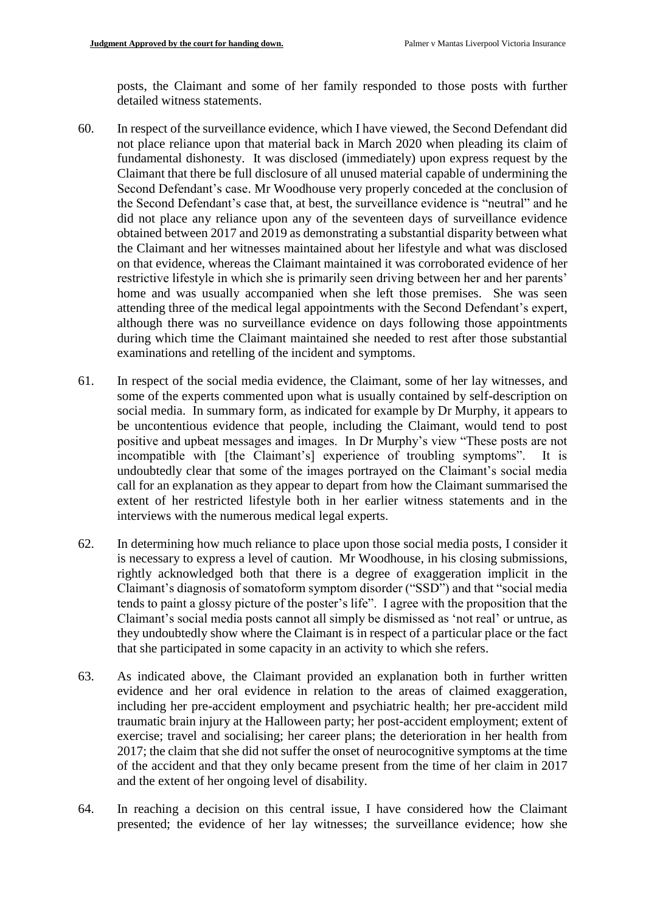posts, the Claimant and some of her family responded to those posts with further detailed witness statements.

60. In respect of the surveillance evidence, which I have viewed, the Second Defendant did not place reliance upon that material back in March 2020 when pleading its claim of fundamental dishonesty. It was disclosed (immediately) upon express request by the Claimant that there be full disclosure of all unused material capable of undermining the Second Defendant's case. Mr Woodhouse very properly conceded at the conclusion of the Second Defendant's case that, at best, the surveillance evidence is "neutral" and he did not place any reliance upon any of the seventeen days of surveillance evidence obtained between 2017 and 2019 as demonstrating a substantial disparity between what the Claimant and her witnesses maintained about her lifestyle and what was disclosed on that evidence, whereas the Claimant maintained it was corroborated evidence of her restrictive lifestyle in which she is primarily seen driving between her and her parents' home and was usually accompanied when she left those premises. She was seen attending three of the medical legal appointments with the Second Defendant's expert, although there was no surveillance evidence on days following those appointments during which time the Claimant maintained she needed to rest after those substantial examinations and retelling of the incident and symptoms.

61. In respect of the social media evidence, the Claimant, some of her lay witnesses, and some of the experts commented upon what is usually contained by self-description on social media. In summary form, as indicated for example by Dr Murphy, it appears to be uncontentious evidence that people, including the Claimant, would tend to post positive and upbeat messages and images. In Dr Murphy's view "These posts are not incompatible with [the Claimant's] experience of troubling symptoms". It is undoubtedly clear that some of the images portrayed on the Claimant's social media call for an explanation as they appear to depart from how the Claimant summarised the extent of her restricted lifestyle both in her earlier witness statements and in the interviews with the numerous medical legal experts.

62. In determining how much reliance to place upon those social media posts, I consider it is necessary to express a level of caution. Mr Woodhouse, in his closing submissions, rightly acknowledged both that there is a degree of exaggeration implicit in the Claimant's diagnosis of somatoform symptom disorder ("SSD") and that "social media tends to paint a glossy picture of the poster's life". I agree with the proposition that the Claimant's social media posts cannot all simply be dismissed as 'not real' or untrue, as they undoubtedly show where the Claimant is in respect of a particular place or the fact that she participated in some capacity in an activity to which she refers.

63. As indicated above, the Claimant provided an explanation both in further written evidence and her oral evidence in relation to the areas of claimed exaggeration, including her pre-accident employment and psychiatric health; her pre-accident mild traumatic brain injury at the Halloween party; her post-accident employment; extent of exercise; travel and socialising; her career plans; the deterioration in her health from 2017; the claim that she did not suffer the onset of neurocognitive symptoms at the time of the accident and that they only became present from the time of her claim in 2017 and the extent of her ongoing level of disability.

64. In reaching a decision on this central issue, I have considered how the Claimant presented; the evidence of her lay witnesses; the surveillance evidence; how she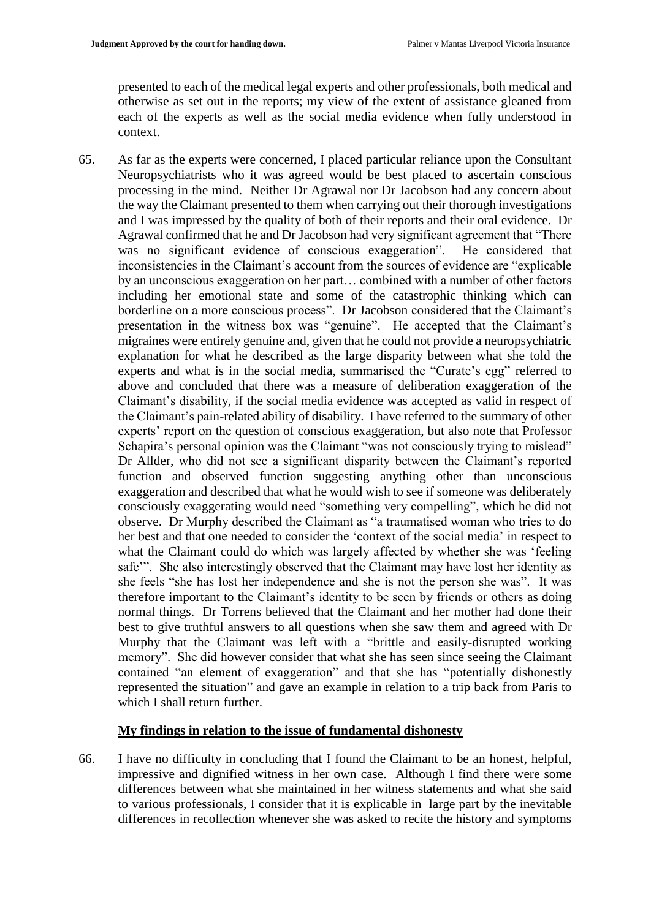presented to each of the medical legal experts and other professionals, both medical and otherwise as set out in the reports; my view of the extent of assistance gleaned from each of the experts as well as the social media evidence when fully understood in context.

65. As far as the experts were concerned, I placed particular reliance upon the Consultant Neuropsychiatrists who it was agreed would be best placed to ascertain conscious processing in the mind. Neither Dr Agrawal nor Dr Jacobson had any concern about the way the Claimant presented to them when carrying out their thorough investigations and I was impressed by the quality of both of their reports and their oral evidence. Dr Agrawal confirmed that he and Dr Jacobson had very significant agreement that "There was no significant evidence of conscious exaggeration". He considered that inconsistencies in the Claimant's account from the sources of evidence are "explicable by an unconscious exaggeration on her part… combined with a number of other factors including her emotional state and some of the catastrophic thinking which can borderline on a more conscious process". Dr Jacobson considered that the Claimant's presentation in the witness box was "genuine". He accepted that the Claimant's migraines were entirely genuine and, given that he could not provide a neuropsychiatric explanation for what he described as the large disparity between what she told the experts and what is in the social media, summarised the "Curate's egg" referred to above and concluded that there was a measure of deliberation exaggeration of the Claimant's disability, if the social media evidence was accepted as valid in respect of the Claimant's pain-related ability of disability. I have referred to the summary of other experts' report on the question of conscious exaggeration, but also note that Professor Schapira's personal opinion was the Claimant "was not consciously trying to mislead" Dr Allder, who did not see a significant disparity between the Claimant's reported function and observed function suggesting anything other than unconscious exaggeration and described that what he would wish to see if someone was deliberately consciously exaggerating would need "something very compelling", which he did not observe. Dr Murphy described the Claimant as "a traumatised woman who tries to do her best and that one needed to consider the 'context of the social media' in respect to what the Claimant could do which was largely affected by whether she was 'feeling safe'". She also interestingly observed that the Claimant may have lost her identity as she feels "she has lost her independence and she is not the person she was". It was therefore important to the Claimant's identity to be seen by friends or others as doing normal things. Dr Torrens believed that the Claimant and her mother had done their best to give truthful answers to all questions when she saw them and agreed with Dr Murphy that the Claimant was left with a "brittle and easily-disrupted working memory". She did however consider that what she has seen since seeing the Claimant contained "an element of exaggeration" and that she has "potentially dishonestly represented the situation" and gave an example in relation to a trip back from Paris to which I shall return further.

## My findings in relation to the issue of fundamental dishonesty

66. I have no difficulty in concluding that I found the Claimant to be an honest, helpful, impressive and dignified witness in her own case. Although I find there were some differences between what she maintained in her witness statements and what she said to various professionals, I consider that it is explicable in large part by the inevitable differences in recollection whenever she was asked to recite the history and symptoms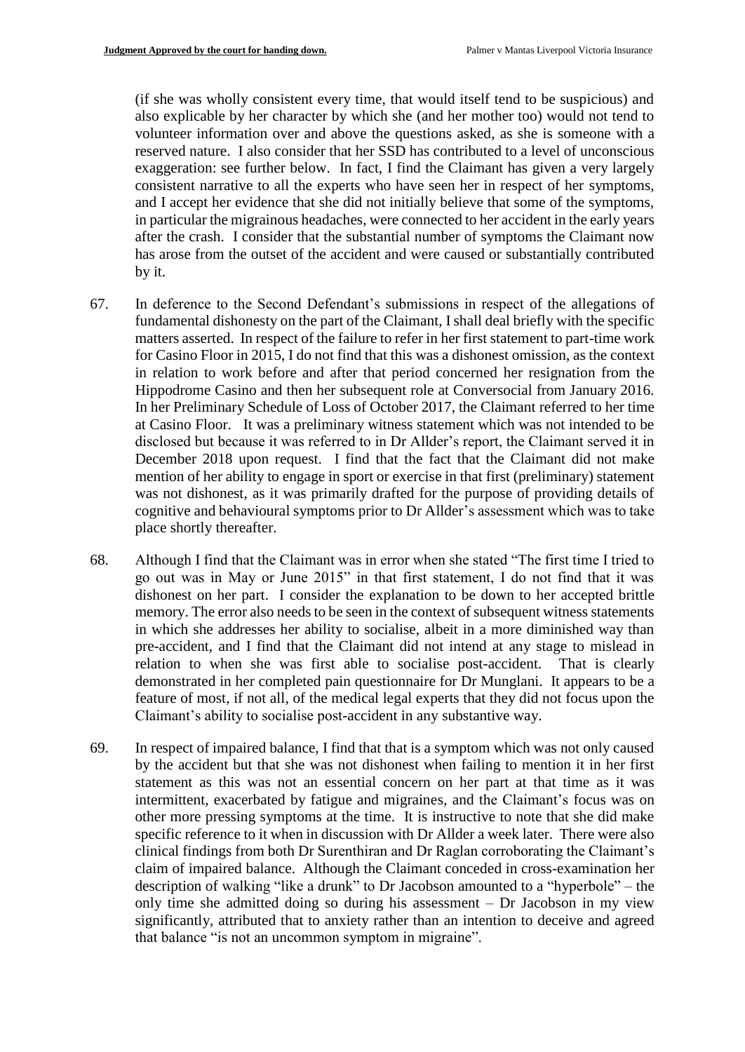(if she was wholly consistent every time, that would itself tend to be suspicious) and also explicable by her character by which she (and her mother too) would not tend to volunteer information over and above the questions asked, as she is someone with a reserved nature. I also consider that her SSD has contributed to a level of unconscious exaggeration: see further below. In fact, I find the Claimant has given a very largely consistent narrative to all the experts who have seen her in respect of her symptoms, and I accept her evidence that she did not initially believe that some of the symptoms, in particular the migrainous headaches, were connected to her accident in the early years after the crash. I consider that the substantial number of symptoms the Claimant now has arose from the outset of the accident and were caused or substantially contributed by it.

67. In deference to the Second Defendant's submissions in respect of the allegations of fundamental dishonesty on the part of the Claimant, I shall deal briefly with the specific matters asserted. In respect of the failure to refer in her first statement to part-time work for Casino Floor in 2015, I do not find that this was a dishonest omission, as the context in relation to work before and after that period concerned her resignation from the Hippodrome Casino and then her subsequent role at Conversocial from January 2016. In her Preliminary Schedule of Loss of October 2017, the Claimant referred to her time at Casino Floor. It was a preliminary witness statement which was not intended to be disclosed but because it was referred to in Dr Allder's report, the Claimant served it in December 2018 upon request. I find that the fact that the Claimant did not make mention of her ability to engage in sport or exercise in that first (preliminary) statement was not dishonest, as it was primarily drafted for the purpose of providing details of cognitive and behavioural symptoms prior to Dr Allder's assessment which was to take place shortly thereafter.

68. Although I find that the Claimant was in error when she stated "The first time I tried to go out was in May or June 2015" in that first statement, I do not find that it was dishonest on her part. I consider the explanation to be down to her accepted brittle memory. The error also needs to be seen in the context of subsequent witness statements in which she addresses her ability to socialise, albeit in a more diminished way than pre-accident, and I find that the Claimant did not intend at any stage to mislead in relation to when she was first able to socialise post-accident. That is clearly demonstrated in her completed pain questionnaire for Dr Munglani. It appears to be a feature of most, if not all, of the medical legal experts that they did not focus upon the Claimant's ability to socialise post-accident in any substantive way.

69. In respect of impaired balance, I find that that is a symptom which was not only caused by the accident but that she was not dishonest when failing to mention it in her first statement as this was not an essential concern on her part at that time as it was intermittent, exacerbated by fatigue and migraines, and the Claimant's focus was on other more pressing symptoms at the time. It is instructive to note that she did make specific reference to it when in discussion with Dr Allder a week later. There were also clinical findings from both Dr Surenthiran and Dr Raglan corroborating the Claimant's claim of impaired balance. Although the Claimant conceded in cross-examination her description of walking "like a drunk" to Dr Jacobson amounted to a "hyperbole" – the only time she admitted doing so during his assessment – Dr Jacobson in my view significantly, attributed that to anxiety rather than an intention to deceive and agreed that balance "is not an uncommon symptom in migraine".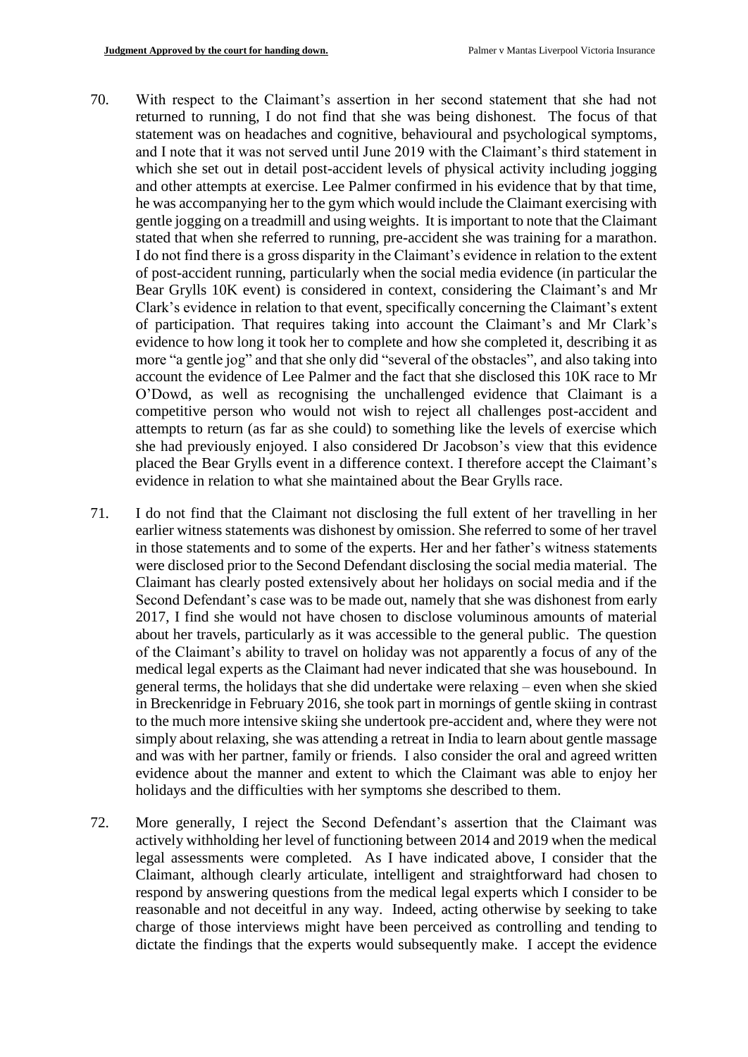70. With respect to the Claimant's assertion in her second statement that she had not returned to running, I do not find that she was being dishonest. The focus of that statement was on headaches and cognitive, behavioural and psychological symptoms, and I note that it was not served until June 2019 with the Claimant's third statement in which she set out in detail post-accident levels of physical activity including jogging and other attempts at exercise. Lee Palmer confirmed in his evidence that by that time, he was accompanying her to the gym which would include the Claimant exercising with gentle jogging on a treadmill and using weights. It is important to note that the Claimant stated that when she referred to running, pre-accident she was training for a marathon. I do not find there is a gross disparity in the Claimant's evidence in relation to the extent of post-accident running, particularly when the social media evidence (in particular the Bear Grylls 10K event) is considered in context, considering the Claimant's and Mr Clark's evidence in relation to that event, specifically concerning the Claimant's extent of participation. That requires taking into account the Claimant's and Mr Clark's evidence to how long it took her to complete and how she completed it, describing it as more "a gentle jog" and that she only did "several of the obstacles", and also taking into account the evidence of Lee Palmer and the fact that she disclosed this 10K race to Mr O'Dowd, as well as recognising the unchallenged evidence that Claimant is a competitive person who would not wish to reject all challenges post-accident and attempts to return (as far as she could) to something like the levels of exercise which she had previously enjoyed. I also considered Dr Jacobson's view that this evidence placed the Bear Grylls event in a difference context. I therefore accept the Claimant's evidence in relation to what she maintained about the Bear Grylls race.

71. I do not find that the Claimant not disclosing the full extent of her travelling in her earlier witness statements was dishonest by omission. She referred to some of her travel in those statements and to some of the experts. Her and her father's witness statements were disclosed prior to the Second Defendant disclosing the social media material. The Claimant has clearly posted extensively about her holidays on social media and if the Second Defendant's case was to be made out, namely that she was dishonest from early 2017, I find she would not have chosen to disclose voluminous amounts of material about her travels, particularly as it was accessible to the general public. The question of the Claimant's ability to travel on holiday was not apparently a focus of any of the medical legal experts as the Claimant had never indicated that she was housebound. In general terms, the holidays that she did undertake were relaxing – even when she skied in Breckenridge in February 2016, she took part in mornings of gentle skiing in contrast to the much more intensive skiing she undertook pre-accident and, where they were not simply about relaxing, she was attending a retreat in India to learn about gentle massage and was with her partner, family or friends. I also consider the oral and agreed written evidence about the manner and extent to which the Claimant was able to enjoy her holidays and the difficulties with her symptoms she described to them.

72. More generally, I reject the Second Defendant's assertion that the Claimant was actively withholding her level of functioning between 2014 and 2019 when the medical legal assessments were completed. As I have indicated above, I consider that the Claimant, although clearly articulate, intelligent and straightforward had chosen to respond by answering questions from the medical legal experts which I consider to be reasonable and not deceitful in any way. Indeed, acting otherwise by seeking to take charge of those interviews might have been perceived as controlling and tending to dictate the findings that the experts would subsequently make. I accept the evidence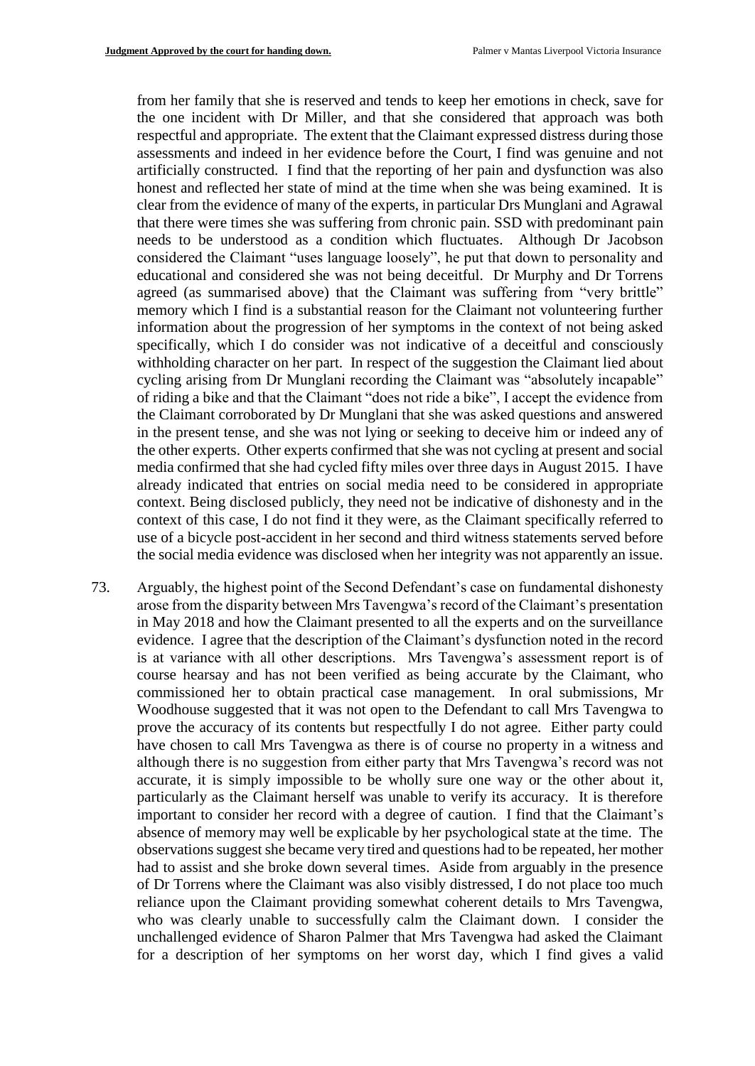from her family that she is reserved and tends to keep her emotions in check, save for the one incident with Dr Miller, and that she considered that approach was both respectful and appropriate. The extent that the Claimant expressed distress during those assessments and indeed in her evidence before the Court, I find was genuine and not artificially constructed. I find that the reporting of her pain and dysfunction was also honest and reflected her state of mind at the time when she was being examined. It is clear from the evidence of many of the experts, in particular Drs Munglani and Agrawal that there were times she was suffering from chronic pain. SSD with predominant pain needs to be understood as a condition which fluctuates. Although Dr Jacobson considered the Claimant "uses language loosely", he put that down to personality and educational and considered she was not being deceitful. Dr Murphy and Dr Torrens agreed (as summarised above) that the Claimant was suffering from "very brittle" memory which I find is a substantial reason for the Claimant not volunteering further information about the progression of her symptoms in the context of not being asked specifically, which I do consider was not indicative of a deceitful and consciously withholding character on her part. In respect of the suggestion the Claimant lied about cycling arising from Dr Munglani recording the Claimant was "absolutely incapable" of riding a bike and that the Claimant "does not ride a bike", I accept the evidence from the Claimant corroborated by Dr Munglani that she was asked questions and answered in the present tense, and she was not lying or seeking to deceive him or indeed any of the other experts. Other experts confirmed that she was not cycling at present and social media confirmed that she had cycled fifty miles over three days in August 2015. I have already indicated that entries on social media need to be considered in appropriate context. Being disclosed publicly, they need not be indicative of dishonesty and in the context of this case, I do not find it they were, as the Claimant specifically referred to use of a bicycle post-accident in her second and third witness statements served before the social media evidence was disclosed when her integrity was not apparently an issue.

73. Arguably, the highest point of the Second Defendant's case on fundamental dishonesty arose from the disparity between Mrs Tavengwa's record of the Claimant's presentation in May 2018 and how the Claimant presented to all the experts and on the surveillance evidence. I agree that the description of the Claimant's dysfunction noted in the record is at variance with all other descriptions. Mrs Tavengwa's assessment report is of course hearsay and has not been verified as being accurate by the Claimant, who commissioned her to obtain practical case management. In oral submissions, Mr Woodhouse suggested that it was not open to the Defendant to call Mrs Tavengwa to prove the accuracy of its contents but respectfully I do not agree. Either party could have chosen to call Mrs Tavengwa as there is of course no property in a witness and although there is no suggestion from either party that Mrs Tavengwa's record was not accurate, it is simply impossible to be wholly sure one way or the other about it, particularly as the Claimant herself was unable to verify its accuracy. It is therefore important to consider her record with a degree of caution. I find that the Claimant's absence of memory may well be explicable by her psychological state at the time. The observations suggest she became very tired and questions had to be repeated, her mother had to assist and she broke down several times. Aside from arguably in the presence of Dr Torrens where the Claimant was also visibly distressed, I do not place too much reliance upon the Claimant providing somewhat coherent details to Mrs Tavengwa, who was clearly unable to successfully calm the Claimant down. I consider the unchallenged evidence of Sharon Palmer that Mrs Tavengwa had asked the Claimant for a description of her symptoms on her worst day, which I find gives a valid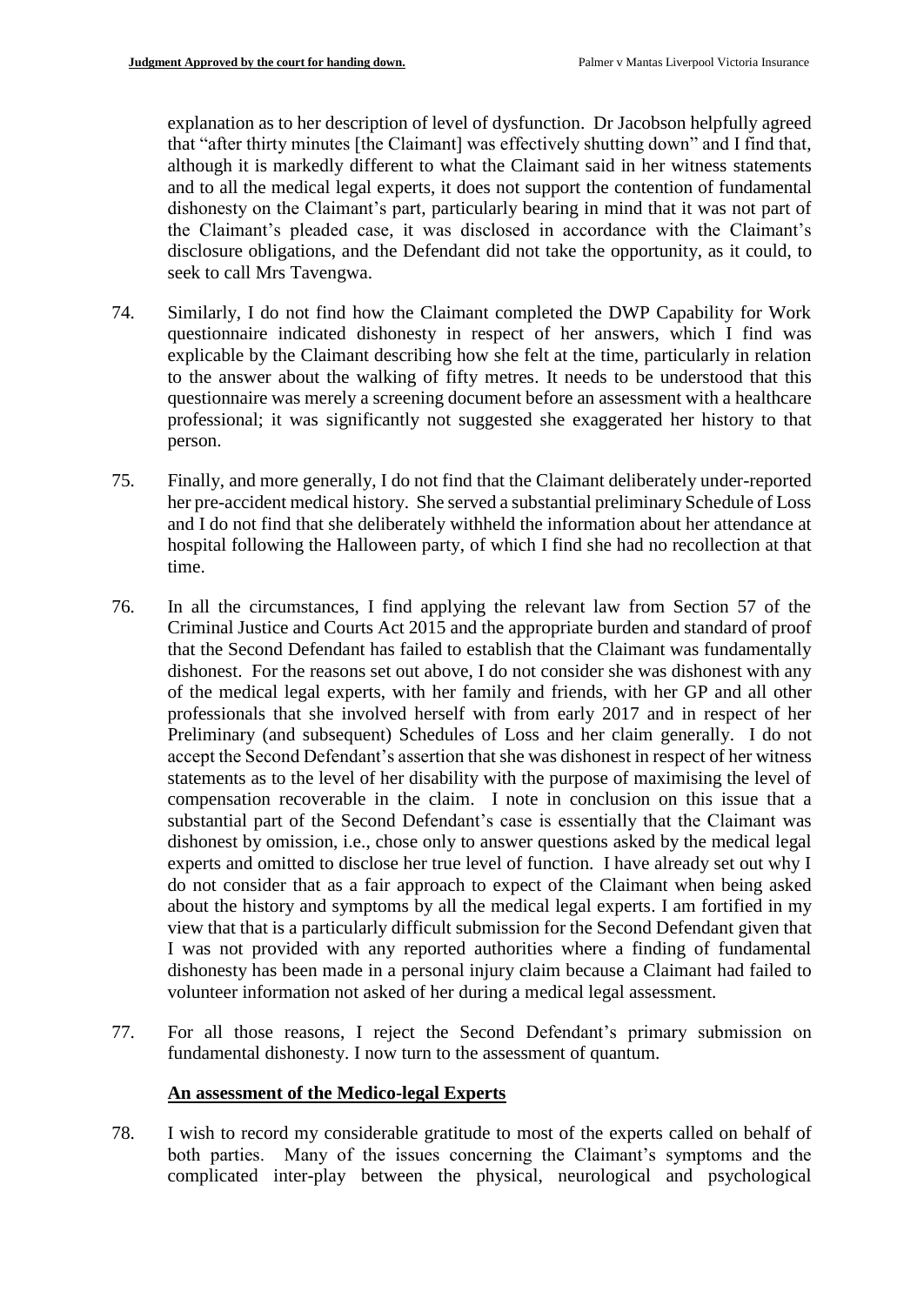explanation as to her description of level of dysfunction. Dr Jacobson helpfully agreed that "after thirty minutes [the Claimant] was effectively shutting down" and I find that, although it is markedly different to what the Claimant said in her witness statements and to all the medical legal experts, it does not support the contention of fundamental dishonesty on the Claimant's part, particularly bearing in mind that it was not part of the Claimant's pleaded case, it was disclosed in accordance with the Claimant's disclosure obligations, and the Defendant did not take the opportunity, as it could, to seek to call Mrs Tavengwa.

74. Similarly, I do not find how the Claimant completed the DWP Capability for Work questionnaire indicated dishonesty in respect of her answers, which I find was explicable by the Claimant describing how she felt at the time, particularly in relation to the answer about the walking of fifty metres. It needs to be understood that this questionnaire was merely a screening document before an assessment with a healthcare professional; it was significantly not suggested she exaggerated her history to that person.

75. Finally, and more generally, I do not find that the Claimant deliberately under-reported her pre-accident medical history. She served a substantial preliminary Schedule of Loss and I do not find that she deliberately withheld the information about her attendance at hospital following the Halloween party, of which I find she had no recollection at that time.

76. In all the circumstances, I find applying the relevant law from Section 57 of the Criminal Justice and Courts Act 2015 and the appropriate burden and standard of proof that the Second Defendant has failed to establish that the Claimant was fundamentally dishonest. For the reasons set out above, I do not consider she was dishonest with any of the medical legal experts, with her family and friends, with her GP and all other professionals that she involved herself with from early 2017 and in respect of her Preliminary (and subsequent) Schedules of Loss and her claim generally. I do not accept the Second Defendant's assertion that she was dishonest in respect of her witness statements as to the level of her disability with the purpose of maximising the level of compensation recoverable in the claim. I note in conclusion on this issue that a substantial part of the Second Defendant's case is essentially that the Claimant was dishonest by omission, i.e., chose only to answer questions asked by the medical legal experts and omitted to disclose her true level of function. I have already set out why I do not consider that as a fair approach to expect of the Claimant when being asked about the history and symptoms by all the medical legal experts. I am fortified in my view that that is a particularly difficult submission for the Second Defendant given that I was not provided with any reported authorities where a finding of fundamental dishonesty has been made in a personal injury claim because a Claimant had failed to volunteer information not asked of her during a medical legal assessment.

77. For all those reasons, I reject the Second Defendant's primary submission on fundamental dishonesty. I now turn to the assessment of quantum.

**An assessment of the Medico-legal Experts**

78. I wish to record my considerable gratitude to most of the experts called on behalf of both parties. Many of the issues concerning the Claimant's symptoms and the complicated inter-play between the physical, neurological and psychological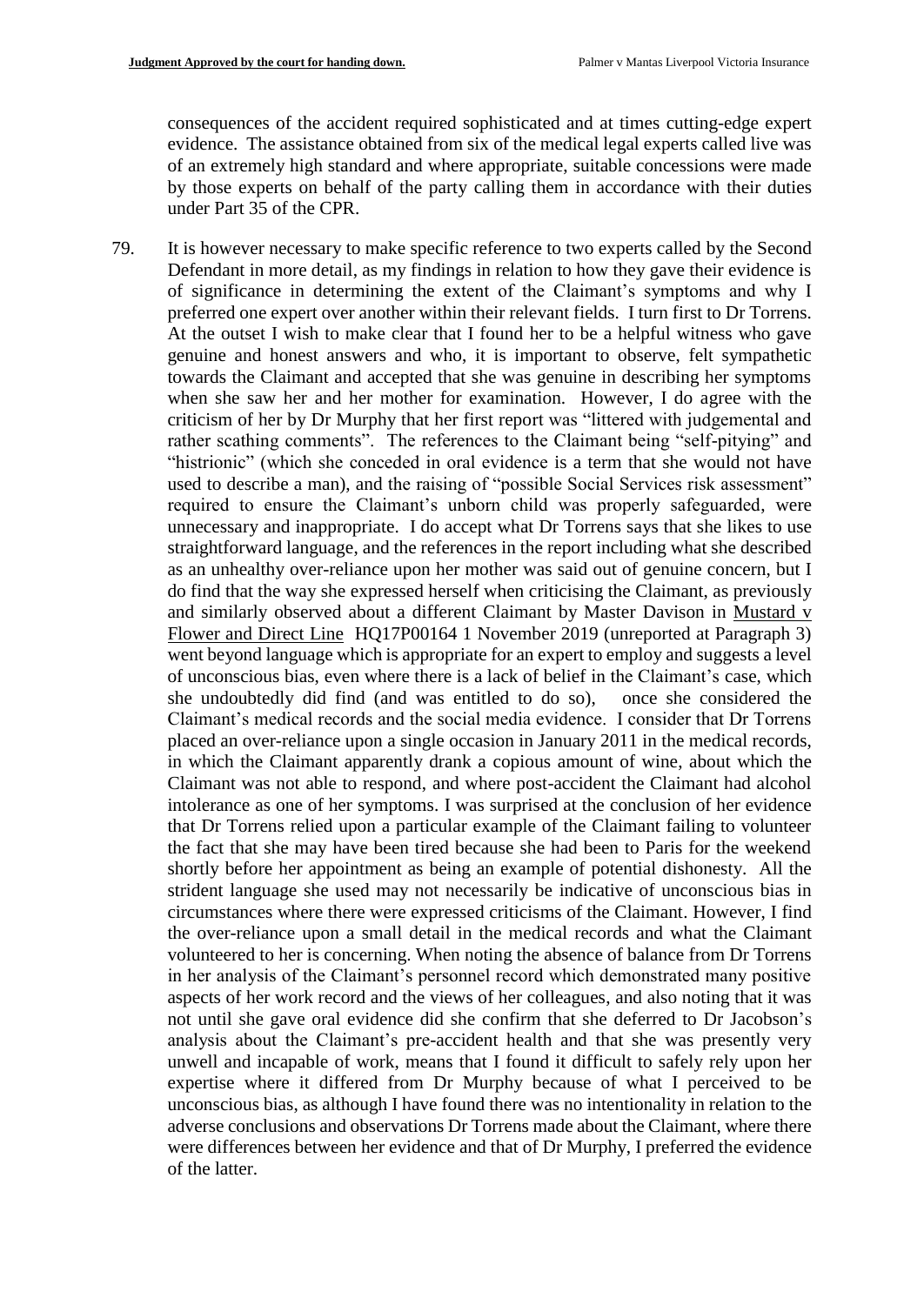consequences of the accident required sophisticated and at times cutting-edge expert evidence. The assistance obtained from six of the medical legal experts called live was of an extremely high standard and where appropriate, suitable concessions were made by those experts on behalf of the party calling them in accordance with their duties under Part 35 of the CPR.

79. It is however necessary to make specific reference to two experts called by the Second Defendant in more detail, as my findings in relation to how they gave their evidence is of significance in determining the extent of the Claimant's symptoms and why I preferred one expert over another within their relevant fields. I turn first to Dr Torrens. At the outset I wish to make clear that I found her to be a helpful witness who gave genuine and honest answers and who, it is important to observe, felt sympathetic towards the Claimant and accepted that she was genuine in describing her symptoms when she saw her and her mother for examination. However, I do agree with the criticism of her by Dr Murphy that her first report was "littered with judgemental and rather scathing comments". The references to the Claimant being "self-pitying" and "histrionic" (which she conceded in oral evidence is a term that she would not have used to describe a man), and the raising of "possible Social Services risk assessment" required to ensure the Claimant's unborn child was properly safeguarded, were unnecessary and inappropriate. I do accept what Dr Torrens says that she likes to use straightforward language, and the references in the report including what she described as an unhealthy over-reliance upon her mother was said out of genuine concern, but I do find that the way she expressed herself when criticising the Claimant, as previously and similarly observed about a different Claimant by Master Davison in Mustard v Flower and Direct Line HQ17P00164 1 November 2019 (unreported at Paragraph 3) went beyond language which is appropriate for an expert to employ and suggests a level of unconscious bias, even where there is a lack of belief in the Claimant's case, which she undoubtedly did find (and was entitled to do so), once she considered the Claimant's medical records and the social media evidence. I consider that Dr Torrens placed an over-reliance upon a single occasion in January 2011 in the medical records, in which the Claimant apparently drank a copious amount of wine, about which the Claimant was not able to respond, and where post-accident the Claimant had alcohol intolerance as one of her symptoms. I was surprised at the conclusion of her evidence that Dr Torrens relied upon a particular example of the Claimant failing to volunteer the fact that she may have been tired because she had been to Paris for the weekend shortly before her appointment as being an example of potential dishonesty. All the strident language she used may not necessarily be indicative of unconscious bias in circumstances where there were expressed criticisms of the Claimant. However, I find the over-reliance upon a small detail in the medical records and what the Claimant volunteered to her is concerning. When noting the absence of balance from Dr Torrens in her analysis of the Claimant's personnel record which demonstrated many positive aspects of her work record and the views of her colleagues, and also noting that it was not until she gave oral evidence did she confirm that she deferred to Dr Jacobson's analysis about the Claimant's pre-accident health and that she was presently very unwell and incapable of work, means that I found it difficult to safely rely upon her expertise where it differed from Dr Murphy because of what I perceived to be unconscious bias, as although I have found there was no intentionality in relation to the adverse conclusions and observations Dr Torrens made about the Claimant, where there were differences between her evidence and that of Dr Murphy, I preferred the evidence of the latter.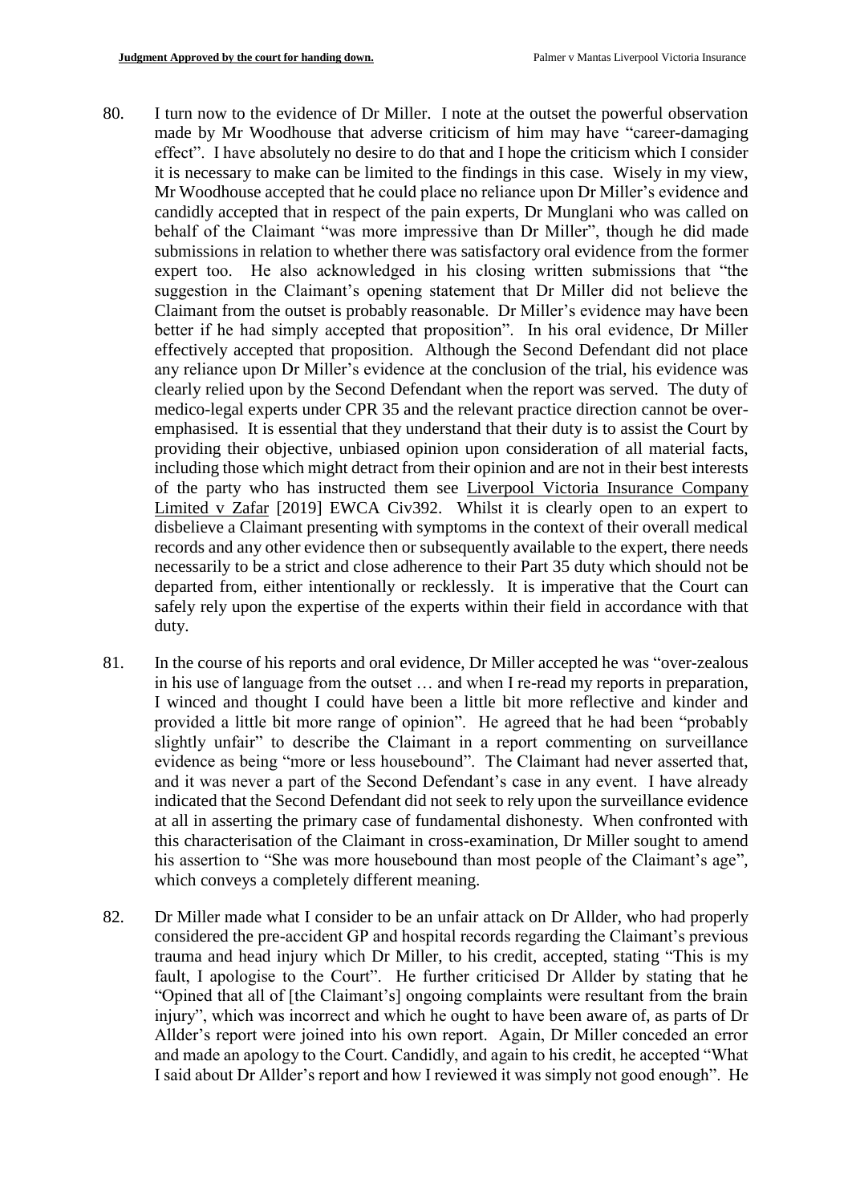80. I turn now to the evidence of Dr Miller. I note at the outset the powerful observation made by Mr Woodhouse that adverse criticism of him may have "career-damaging effect". I have absolutely no desire to do that and I hope the criticism which I consider it is necessary to make can be limited to the findings in this case. Wisely in my view, Mr Woodhouse accepted that he could place no reliance upon Dr Miller's evidence and candidly accepted that in respect of the pain experts, Dr Munglani who was called on behalf of the Claimant "was more impressive than Dr Miller", though he did made submissions in relation to whether there was satisfactory oral evidence from the former expert too. He also acknowledged in his closing written submissions that "the suggestion in the Claimant's opening statement that Dr Miller did not believe the Claimant from the outset is probably reasonable. Dr Miller's evidence may have been better if he had simply accepted that proposition". In his oral evidence, Dr Miller effectively accepted that proposition. Although the Second Defendant did not place any reliance upon Dr Miller's evidence at the conclusion of the trial, his evidence was clearly relied upon by the Second Defendant when the report was served. The duty of medico-legal experts under CPR 35 and the relevant practice direction cannot be over-emphasised. It is essential that they understand that their duty is to assist the Court by providing their objective, unbiased opinion upon consideration of all material facts, including those which might detract from their opinion and are not in their best interests of the party who has instructed them see Liverpool Victoria Insurance Company Limited v Zafar [2019] EWCA Civ392. Whilst it is clearly open to an expert to disbelieve a Claimant presenting with symptoms in the context of their overall medical records and any other evidence then or subsequently available to the expert, there needs necessarily to be a strict and close adherence to their Part 35 duty which should not be departed from, either intentionally or recklessly. It is imperative that the Court can safely rely upon the expertise of the experts within their field in accordance with that duty.

81. In the course of his reports and oral evidence, Dr Miller accepted he was "over-zealous in his use of language from the outset … and when I re-read my reports in preparation, I winced and thought I could have been a little bit more reflective and kinder and provided a little bit more range of opinion". He agreed that he had been "probably slightly unfair" to describe the Claimant in a report commenting on surveillance evidence as being "more or less housebound". The Claimant had never asserted that, and it was never a part of the Second Defendant's case in any event. I have already indicated that the Second Defendant did not seek to rely upon the surveillance evidence at all in asserting the primary case of fundamental dishonesty. When confronted with this characterisation of the Claimant in cross-examination, Dr Miller sought to amend his assertion to "She was more housebound than most people of the Claimant's age", which conveys a completely different meaning.

82. Dr Miller made what I consider to be an unfair attack on Dr Allder, who had properly considered the pre-accident GP and hospital records regarding the Claimant's previous trauma and head injury which Dr Miller, to his credit, accepted, stating "This is my fault, I apologise to the Court". He further criticised Dr Allder by stating that he "Opined that all of [the Claimant's] ongoing complaints were resultant from the brain injury", which was incorrect and which he ought to have been aware of, as parts of Dr Allder's report were joined into his own report. Again, Dr Miller conceded an error and made an apology to the Court. Candidly, and again to his credit, he accepted "What I said about Dr Allder's report and how I reviewed it was simply not good enough". He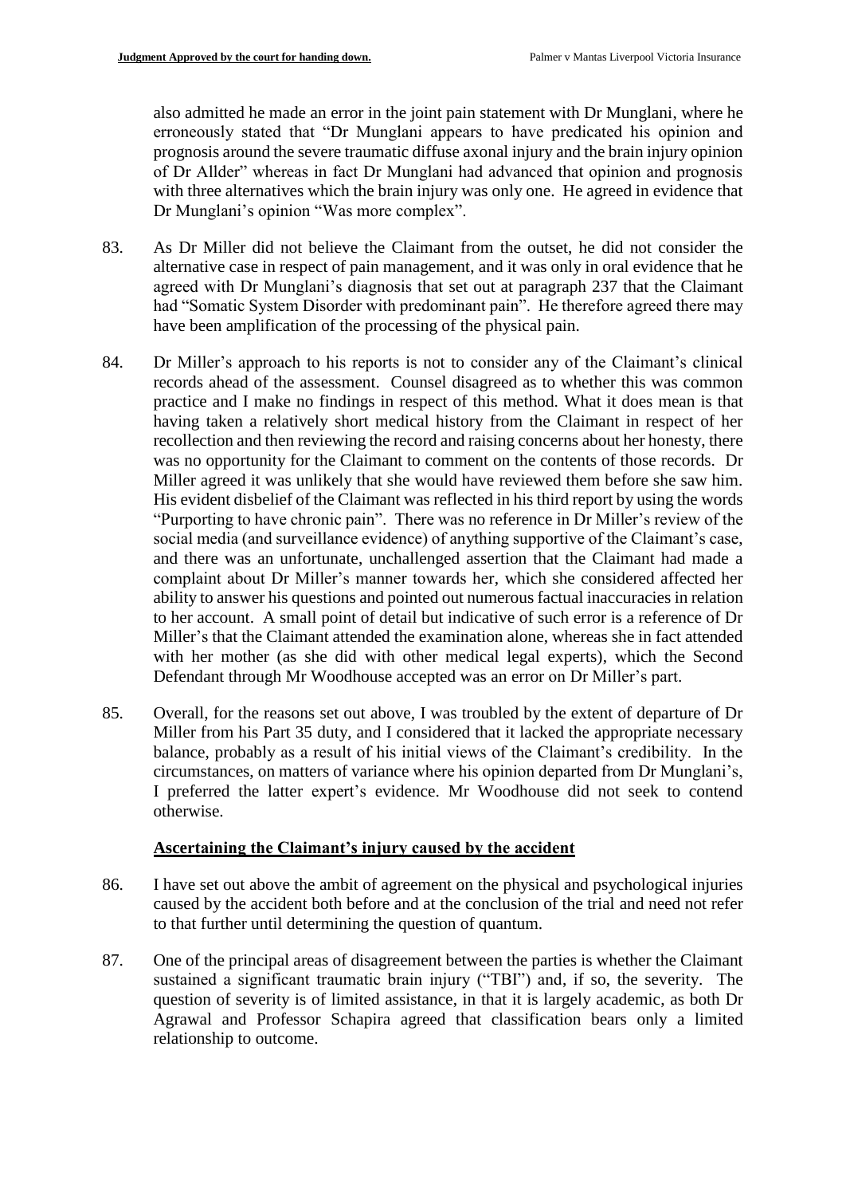also admitted he made an error in the joint pain statement with Dr Munglani, where he erroneously stated that "Dr Munglani appears to have predicated his opinion and prognosis around the severe traumatic diffuse axonal injury and the brain injury opinion of Dr Allder" whereas in fact Dr Munglani had advanced that opinion and prognosis with three alternatives which the brain injury was only one. He agreed in evidence that Dr Munglani's opinion "Was more complex".

83. As Dr Miller did not believe the Claimant from the outset, he did not consider the alternative case in respect of pain management, and it was only in oral evidence that he agreed with Dr Munglani's diagnosis that set out at paragraph 237 that the Claimant had "Somatic System Disorder with predominant pain". He therefore agreed there may have been amplification of the processing of the physical pain.

84. Dr Miller's approach to his reports is not to consider any of the Claimant's clinical records ahead of the assessment. Counsel disagreed as to whether this was common practice and I make no findings in respect of this method. What it does mean is that having taken a relatively short medical history from the Claimant in respect of her recollection and then reviewing the record and raising concerns about her honesty, there was no opportunity for the Claimant to comment on the contents of those records. Dr Miller agreed it was unlikely that she would have reviewed them before she saw him. His evident disbelief of the Claimant was reflected in his third report by using the words "Purporting to have chronic pain". There was no reference in Dr Miller's review of the social media (and surveillance evidence) of anything supportive of the Claimant's case, and there was an unfortunate, unchallenged assertion that the Claimant had made a complaint about Dr Miller's manner towards her, which she considered affected her ability to answer his questions and pointed out numerous factual inaccuracies in relation to her account. A small point of detail but indicative of such error is a reference of Dr Miller's that the Claimant attended the examination alone, whereas she in fact attended with her mother (as she did with other medical legal experts), which the Second Defendant through Mr Woodhouse accepted was an error on Dr Miller's part.

85. Overall, for the reasons set out above, I was troubled by the extent of departure of Dr Miller from his Part 35 duty, and I considered that it lacked the appropriate necessary balance, probably as a result of his initial views of the Claimant's credibility. In the circumstances, on matters of variance where his opinion departed from Dr Munglani's, I preferred the latter expert's evidence. Mr Woodhouse did not seek to contend otherwise.

## Ascertaining the Claimant's injury caused by the accident

86. I have set out above the ambit of agreement on the physical and psychological injuries caused by the accident both before and at the conclusion of the trial and need not refer to that further until determining the question of quantum.

87. One of the principal areas of disagreement between the parties is whether the Claimant sustained a significant traumatic brain injury ("TBI") and, if so, the severity. The question of severity is of limited assistance, in that it is largely academic, as both Dr Agrawal and Professor Schapira agreed that classification bears only a limited relationship to outcome.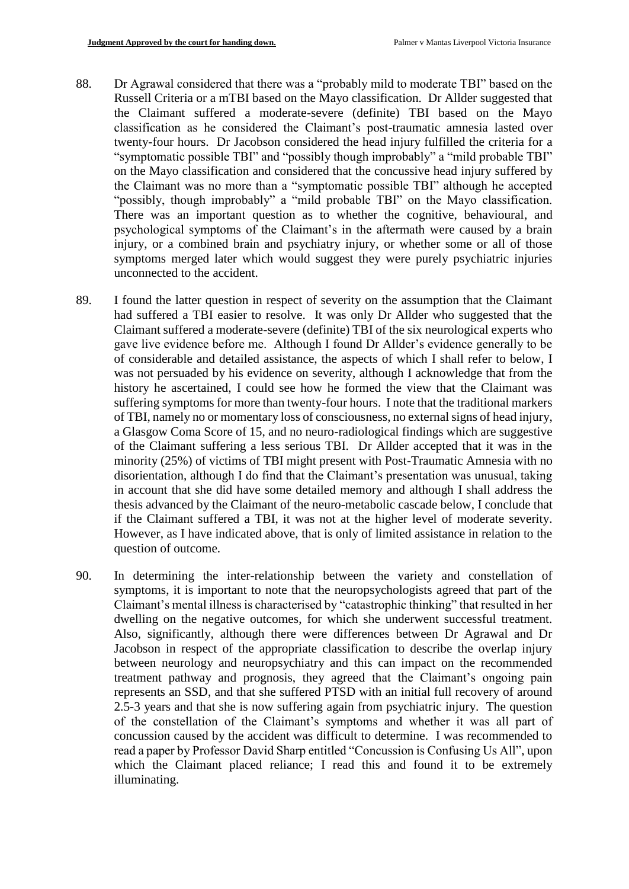88. Dr Agrawal considered that there was a "probably mild to moderate TBI" based on the Russell Criteria or a mTBI based on the Mayo classification. Dr Allder suggested that the Claimant suffered a moderate-severe (definite) TBI based on the Mayo classification as he considered the Claimant's post-traumatic amnesia lasted over twenty-four hours. Dr Jacobson considered the head injury fulfilled the criteria for a "symptomatic possible TBI" and "possibly though improbably" a "mild probable TBI" on the Mayo classification and considered that the concussive head injury suffered by the Claimant was no more than a "symptomatic possible TBI" although he accepted "possibly, though improbably" a "mild probable TBI" on the Mayo classification. There was an important question as to whether the cognitive, behavioural, and psychological symptoms of the Claimant's in the aftermath were caused by a brain injury, or a combined brain and psychiatry injury, or whether some or all of those symptoms merged later which would suggest they were purely psychiatric injuries unconnected to the accident.

89. I found the latter question in respect of severity on the assumption that the Claimant had suffered a TBI easier to resolve. It was only Dr Allder who suggested that the Claimant suffered a moderate-severe (definite) TBI of the six neurological experts who gave live evidence before me. Although I found Dr Allder's evidence generally to be of considerable and detailed assistance, the aspects of which I shall refer to below, I was not persuaded by his evidence on severity, although I acknowledge that from the history he ascertained, I could see how he formed the view that the Claimant was suffering symptoms for more than twenty-four hours. I note that the traditional markers of TBI, namely no or momentary loss of consciousness, no external signs of head injury, a Glasgow Coma Score of 15, and no neuro-radiological findings which are suggestive of the Claimant suffering a less serious TBI. Dr Allder accepted that it was in the minority (25%) of victims of TBI might present with Post-Traumatic Amnesia with no disorientation, although I do find that the Claimant's presentation was unusual, taking in account that she did have some detailed memory and although I shall address the thesis advanced by the Claimant of the neuro-metabolic cascade below, I conclude that if the Claimant suffered a TBI, it was not at the higher level of moderate severity. However, as I have indicated above, that is only of limited assistance in relation to the question of outcome.

90. In determining the inter-relationship between the variety and constellation of symptoms, it is important to note that the neuropsychologists agreed that part of the Claimant's mental illness is characterised by "catastrophic thinking" that resulted in her dwelling on the negative outcomes, for which she underwent successful treatment. Also, significantly, although there were differences between Dr Agrawal and Dr Jacobson in respect of the appropriate classification to describe the overlap injury between neurology and neuropsychiatry and this can impact on the recommended treatment pathway and prognosis, they agreed that the Claimant's ongoing pain represents an SSD, and that she suffered PTSD with an initial full recovery of around 2.5-3 years and that she is now suffering again from psychiatric injury. The question of the constellation of the Claimant's symptoms and whether it was all part of concussion caused by the accident was difficult to determine. I was recommended to read a paper by Professor David Sharp entitled "Concussion is Confusing Us All", upon which the Claimant placed reliance; I read this and found it to be extremely illuminating.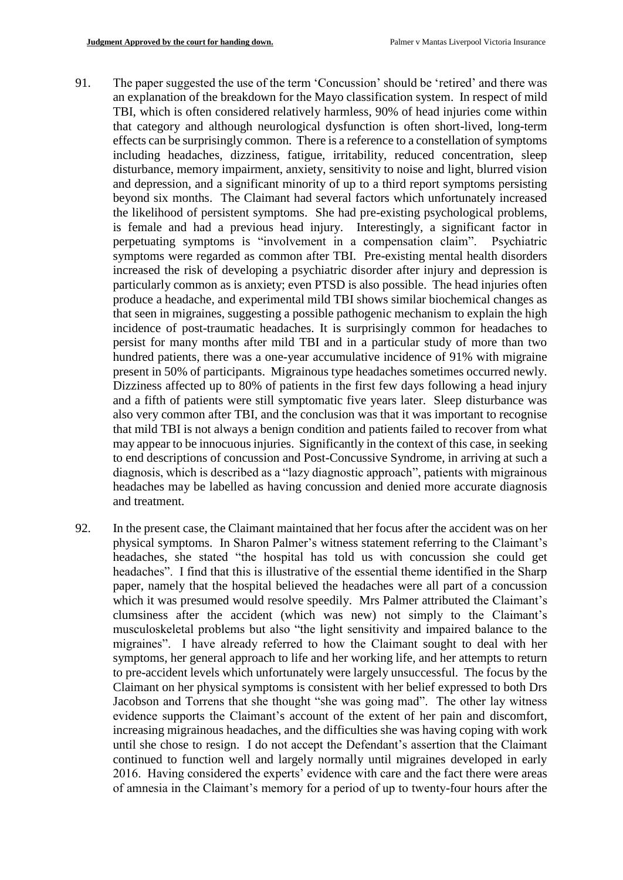91. The paper suggested the use of the term 'Concussion' should be 'retired' and there was an explanation of the breakdown for the Mayo classification system. In respect of mild TBI, which is often considered relatively harmless, 90% of head injuries come within that category and although neurological dysfunction is often short-lived, long-term effects can be surprisingly common. There is a reference to a constellation of symptoms including headaches, dizziness, fatigue, irritability, reduced concentration, sleep disturbance, memory impairment, anxiety, sensitivity to noise and light, blurred vision and depression, and a significant minority of up to a third report symptoms persisting beyond six months. The Claimant had several factors which unfortunately increased the likelihood of persistent symptoms. She had pre-existing psychological problems, is female and had a previous head injury. Interestingly, a significant factor in perpetuating symptoms is "involvement in a compensation claim". Psychiatric symptoms were regarded as common after TBI. Pre-existing mental health disorders increased the risk of developing a psychiatric disorder after injury and depression is particularly common as is anxiety; even PTSD is also possible. The head injuries often produce a headache, and experimental mild TBI shows similar biochemical changes as that seen in migraines, suggesting a possible pathogenic mechanism to explain the high incidence of post-traumatic headaches. It is surprisingly common for headaches to persist for many months after mild TBI and in a particular study of more than two hundred patients, there was a one-year accumulative incidence of 91% with migraine present in 50% of participants. Migrainous type headaches sometimes occurred newly. Dizziness affected up to 80% of patients in the first few days following a head injury and a fifth of patients were still symptomatic five years later. Sleep disturbance was also very common after TBI, and the conclusion was that it was important to recognise that mild TBI is not always a benign condition and patients failed to recover from what may appear to be innocuous injuries. Significantly in the context of this case, in seeking to end descriptions of concussion and Post-Concussive Syndrome, in arriving at such a diagnosis, which is described as a "lazy diagnostic approach", patients with migrainous headaches may be labelled as having concussion and denied more accurate diagnosis and treatment.

92. In the present case, the Claimant maintained that her focus after the accident was on her physical symptoms. In Sharon Palmer's witness statement referring to the Claimant's headaches, she stated "the hospital has told us with concussion she could get headaches". I find that this is illustrative of the essential theme identified in the Sharp paper, namely that the hospital believed the headaches were all part of a concussion which it was presumed would resolve speedily. Mrs Palmer attributed the Claimant's clumsiness after the accident (which was new) not simply to the Claimant's musculoskeletal problems but also "the light sensitivity and impaired balance to the migraines". I have already referred to how the Claimant sought to deal with her symptoms, her general approach to life and her working life, and her attempts to return to pre-accident levels which unfortunately were largely unsuccessful. The focus by the Claimant on her physical symptoms is consistent with her belief expressed to both Drs Jacobson and Torrens that she thought "she was going mad". The other lay witness evidence supports the Claimant's account of the extent of her pain and discomfort, increasing migrainous headaches, and the difficulties she was having coping with work until she chose to resign. I do not accept the Defendant's assertion that the Claimant continued to function well and largely normally until migraines developed in early 2016. Having considered the experts' evidence with care and the fact there were areas of amnesia in the Claimant's memory for a period of up to twenty-four hours after the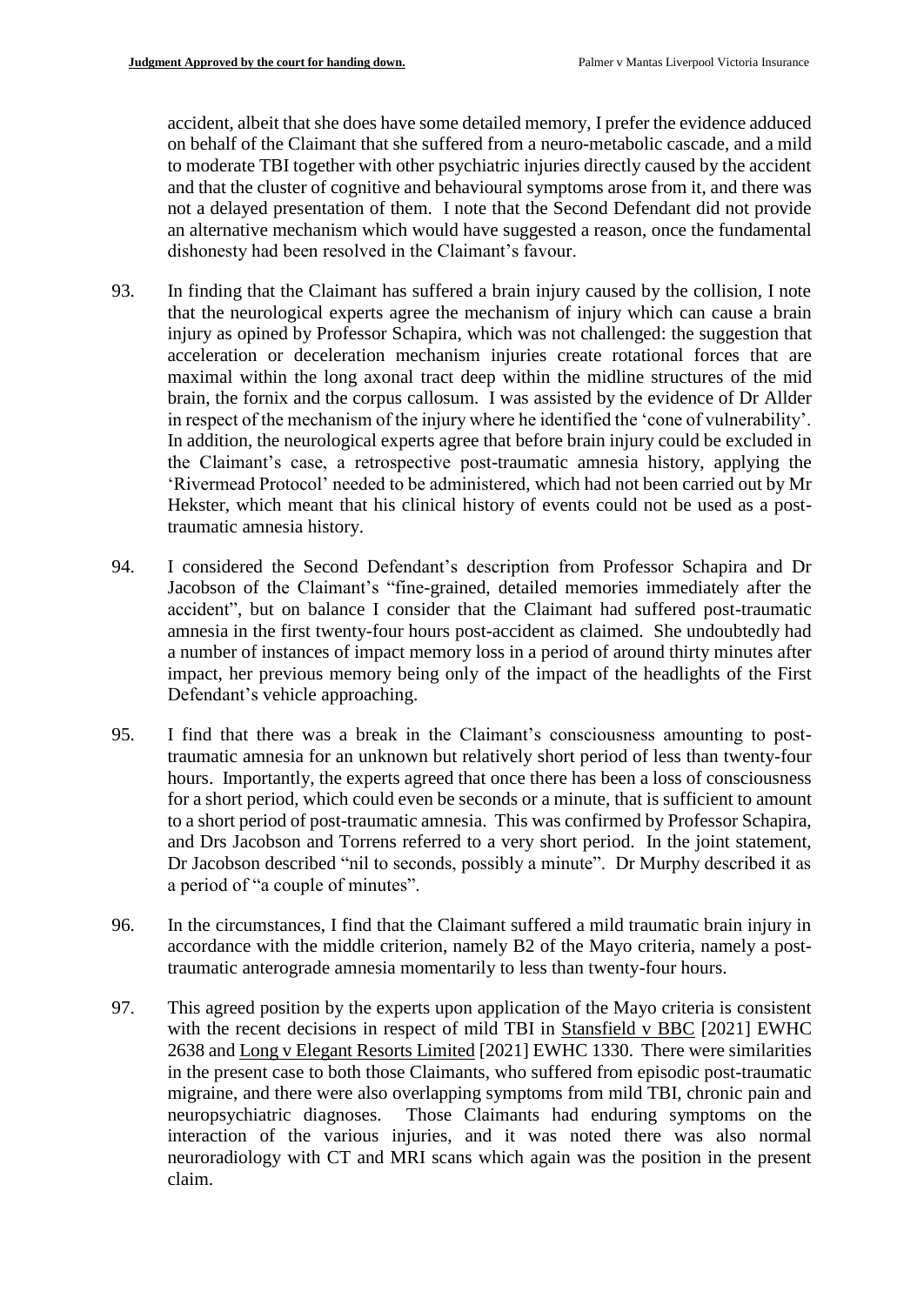accident, albeit that she does have some detailed memory, I prefer the evidence adduced on behalf of the Claimant that she suffered from a neuro-metabolic cascade, and a mild to moderate TBI together with other psychiatric injuries directly caused by the accident and that the cluster of cognitive and behavioural symptoms arose from it, and there was not a delayed presentation of them. I note that the Second Defendant did not provide an alternative mechanism which would have suggested a reason, once the fundamental dishonesty had been resolved in the Claimant's favour.

93. In finding that the Claimant has suffered a brain injury caused by the collision, I note that the neurological experts agree the mechanism of injury which can cause a brain injury as opined by Professor Schapira, which was not challenged: the suggestion that acceleration or deceleration mechanism injuries create rotational forces that are maximal within the long axonal tract deep within the midline structures of the mid brain, the fornix and the corpus callosum. I was assisted by the evidence of Dr Allder in respect of the mechanism of the injury where he identified the 'cone of vulnerability'. In addition, the neurological experts agree that before brain injury could be excluded in the Claimant's case, a retrospective post-traumatic amnesia history, applying the 'Rivermead Protocol' needed to be administered, which had not been carried out by Mr Hekster, which meant that his clinical history of events could not be used as a post-traumatic amnesia history.

94. I considered the Second Defendant's description from Professor Schapira and Dr Jacobson of the Claimant's "fine-grained, detailed memories immediately after the accident", but on balance I consider that the Claimant had suffered post-traumatic amnesia in the first twenty-four hours post-accident as claimed. She undoubtedly had a number of instances of impact memory loss in a period of around thirty minutes after impact, her previous memory being only of the impact of the headlights of the First Defendant's vehicle approaching.

95. I find that there was a break in the Claimant's consciousness amounting to post-traumatic amnesia for an unknown but relatively short period of less than twenty-four hours. Importantly, the experts agreed that once there has been a loss of consciousness for a short period, which could even be seconds or a minute, that is sufficient to amount to a short period of post-traumatic amnesia. This was confirmed by Professor Schapira, and Drs Jacobson and Torrens referred to a very short period. In the joint statement, Dr Jacobson described "nil to seconds, possibly a minute". Dr Murphy described it as a period of "a couple of minutes".

96. In the circumstances, I find that the Claimant suffered a mild traumatic brain injury in accordance with the middle criterion, namely B2 of the Mayo criteria, namely a post-traumatic anterograde amnesia momentarily to less than twenty-four hours.

97. This agreed position by the experts upon application of the Mayo criteria is consistent with the recent decisions in respect of mild TBI in Stansfield v BBC [2021] EWHC 2638 and Long v Elegant Resorts Limited [2021] EWHC 1330. There were similarities in the present case to both those Claimants, who suffered from episodic post-traumatic migraine, and there were also overlapping symptoms from mild TBI, chronic pain and neuropsychiatric diagnoses. Those Claimants had enduring symptoms on the interaction of the various injuries, and it was noted there was also normal neuroradiology with CT and MRI scans which again was the position in the present claim.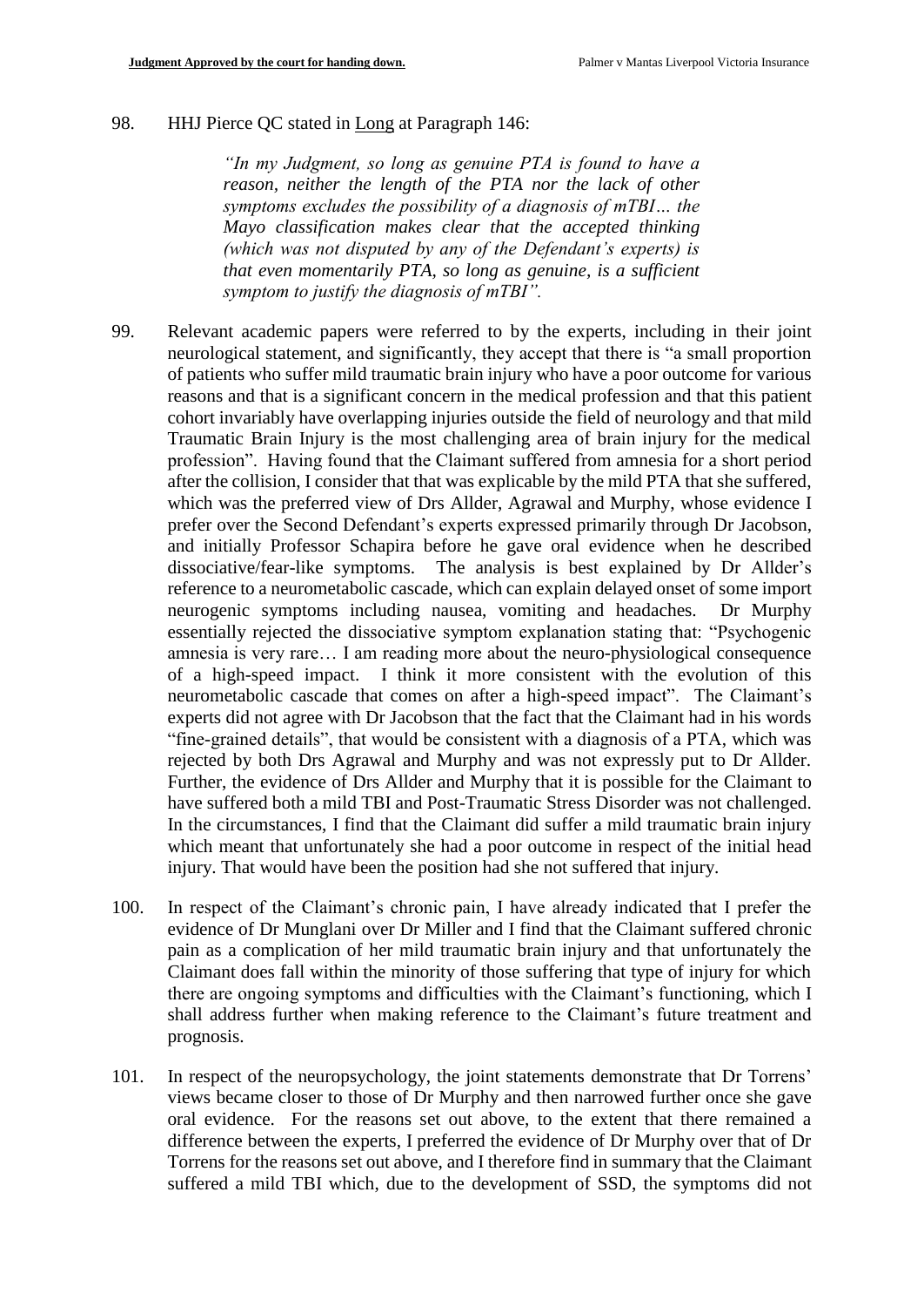98. HHJ Pierce QC stated in Long at Paragraph 146:

> *"In my Judgment, so long as genuine PTA is found to have a reason, neither the length of the PTA nor the lack of other symptoms excludes the possibility of a diagnosis of mTBI… the Mayo classification makes clear that the accepted thinking (which was not disputed by any of the Defendant's experts) is that even momentarily PTA, so long as genuine, is a sufficient symptom to justify the diagnosis of mTBI".*

99. Relevant academic papers were referred to by the experts, including in their joint neurological statement, and significantly, they accept that there is "a small proportion of patients who suffer mild traumatic brain injury who have a poor outcome for various reasons and that is a significant concern in the medical profession and that this patient cohort invariably have overlapping injuries outside the field of neurology and that mild Traumatic Brain Injury is the most challenging area of brain injury for the medical profession". Having found that the Claimant suffered from amnesia for a short period after the collision, I consider that that was explicable by the mild PTA that she suffered, which was the preferred view of Drs Allder, Agrawal and Murphy, whose evidence I prefer over the Second Defendant's experts expressed primarily through Dr Jacobson, and initially Professor Schapira before he gave oral evidence when he described dissociative/fear-like symptoms. The analysis is best explained by Dr Allder's reference to a neurometabolic cascade, which can explain delayed onset of some import neurogenic symptoms including nausea, vomiting and headaches. Dr Murphy essentially rejected the dissociative symptom explanation stating that: "Psychogenic amnesia is very rare… I am reading more about the neuro-physiological consequence of a high-speed impact. I think it more consistent with the evolution of this neurometabolic cascade that comes on after a high-speed impact". The Claimant's experts did not agree with Dr Jacobson that the fact that the Claimant had in his words "fine-grained details", that would be consistent with a diagnosis of a PTA, which was rejected by both Drs Agrawal and Murphy and was not expressly put to Dr Allder. Further, the evidence of Drs Allder and Murphy that it is possible for the Claimant to have suffered both a mild TBI and Post-Traumatic Stress Disorder was not challenged. In the circumstances, I find that the Claimant did suffer a mild traumatic brain injury which meant that unfortunately she had a poor outcome in respect of the initial head injury. That would have been the position had she not suffered that injury.

100. In respect of the Claimant's chronic pain, I have already indicated that I prefer the evidence of Dr Munglani over Dr Miller and I find that the Claimant suffered chronic pain as a complication of her mild traumatic brain injury and that unfortunately the Claimant does fall within the minority of those suffering that type of injury for which there are ongoing symptoms and difficulties with the Claimant's functioning, which I shall address further when making reference to the Claimant's future treatment and prognosis.

101. In respect of the neuropsychology, the joint statements demonstrate that Dr Torrens' views became closer to those of Dr Murphy and then narrowed further once she gave oral evidence. For the reasons set out above, to the extent that there remained a difference between the experts, I preferred the evidence of Dr Murphy over that of Dr Torrens for the reasons set out above, and I therefore find in summary that the Claimant suffered a mild TBI which, due to the development of SSD, the symptoms did not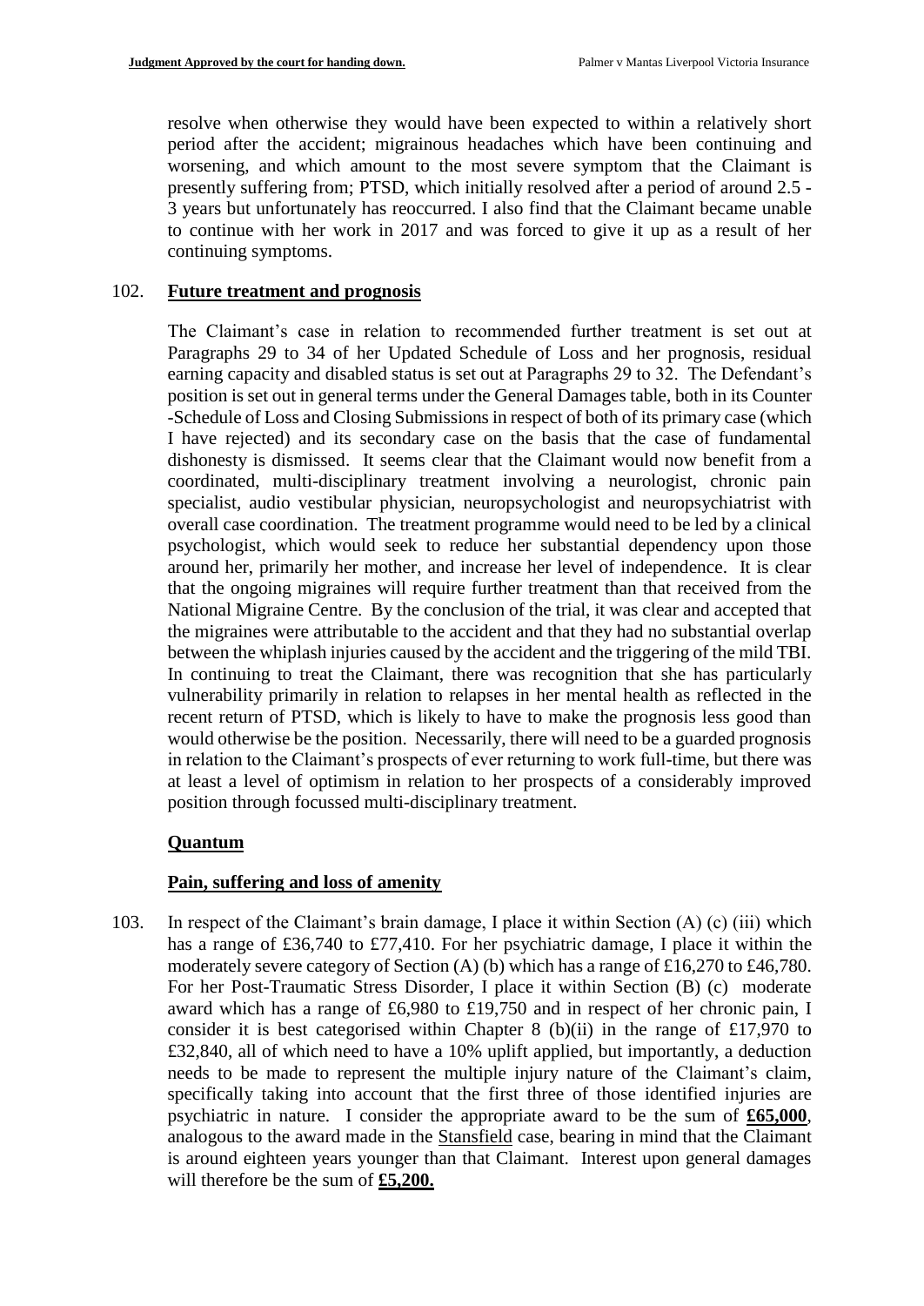resolve when otherwise they would have been expected to within a relatively short period after the accident; migrainous headaches which have been continuing and worsening, and which amount to the most severe symptom that the Claimant is presently suffering from; PTSD, which initially resolved after a period of around 2.5 - 3 years but unfortunately has reoccurred. I also find that the Claimant became unable to continue with her work in 2017 and was forced to give it up as a result of her continuing symptoms.

102. **Future treatment and prognosis**

The Claimant's case in relation to recommended further treatment is set out at Paragraphs 29 to 34 of her Updated Schedule of Loss and her prognosis, residual earning capacity and disabled status is set out at Paragraphs 29 to 32. The Defendant's position is set out in general terms under the General Damages table, both in its Counter -Schedule of Loss and Closing Submissions in respect of both of its primary case (which I have rejected) and its secondary case on the basis that the case of fundamental dishonesty is dismissed. It seems clear that the Claimant would now benefit from a coordinated, multi-disciplinary treatment involving a neurologist, chronic pain specialist, audio vestibular physician, neuropsychologist and neuropsychiatrist with overall case coordination. The treatment programme would need to be led by a clinical psychologist, which would seek to reduce her substantial dependency upon those around her, primarily her mother, and increase her level of independence. It is clear that the ongoing migraines will require further treatment than that received from the National Migraine Centre. By the conclusion of the trial, it was clear and accepted that the migraines were attributable to the accident and that they had no substantial overlap between the whiplash injuries caused by the accident and the triggering of the mild TBI. In continuing to treat the Claimant, there was recognition that she has particularly vulnerability primarily in relation to relapses in her mental health as reflected in the recent return of PTSD, which is likely to have to make the prognosis less good than would otherwise be the position. Necessarily, there will need to be a guarded prognosis in relation to the Claimant's prospects of ever returning to work full-time, but there was at least a level of optimism in relation to her prospects of a considerably improved position through focussed multi-disciplinary treatment.

## Quantum

### Pain, suffering and loss of amenity

103. In respect of the Claimant's brain damage, I place it within Section (A) (c) (iii) which has a range of £36,740 to £77,410. For her psychiatric damage, I place it within the moderately severe category of Section (A) (b) which has a range of £16,270 to £46,780. For her Post-Traumatic Stress Disorder, I place it within Section (B) (c) moderate award which has a range of £6,980 to £19,750 and in respect of her chronic pain, I consider it is best categorised within Chapter 8 (b)(ii) in the range of £17,970 to £32,840, all of which need to have a 10% uplift applied, but importantly, a deduction needs to be made to represent the multiple injury nature of the Claimant's claim, specifically taking into account that the first three of those identified injuries are psychiatric in nature. I consider the appropriate award to be the sum of **£65,000**, analogous to the award made in the Stansfield case, bearing in mind that the Claimant is around eighteen years younger than that Claimant. Interest upon general damages will therefore be the sum of **£5,200.**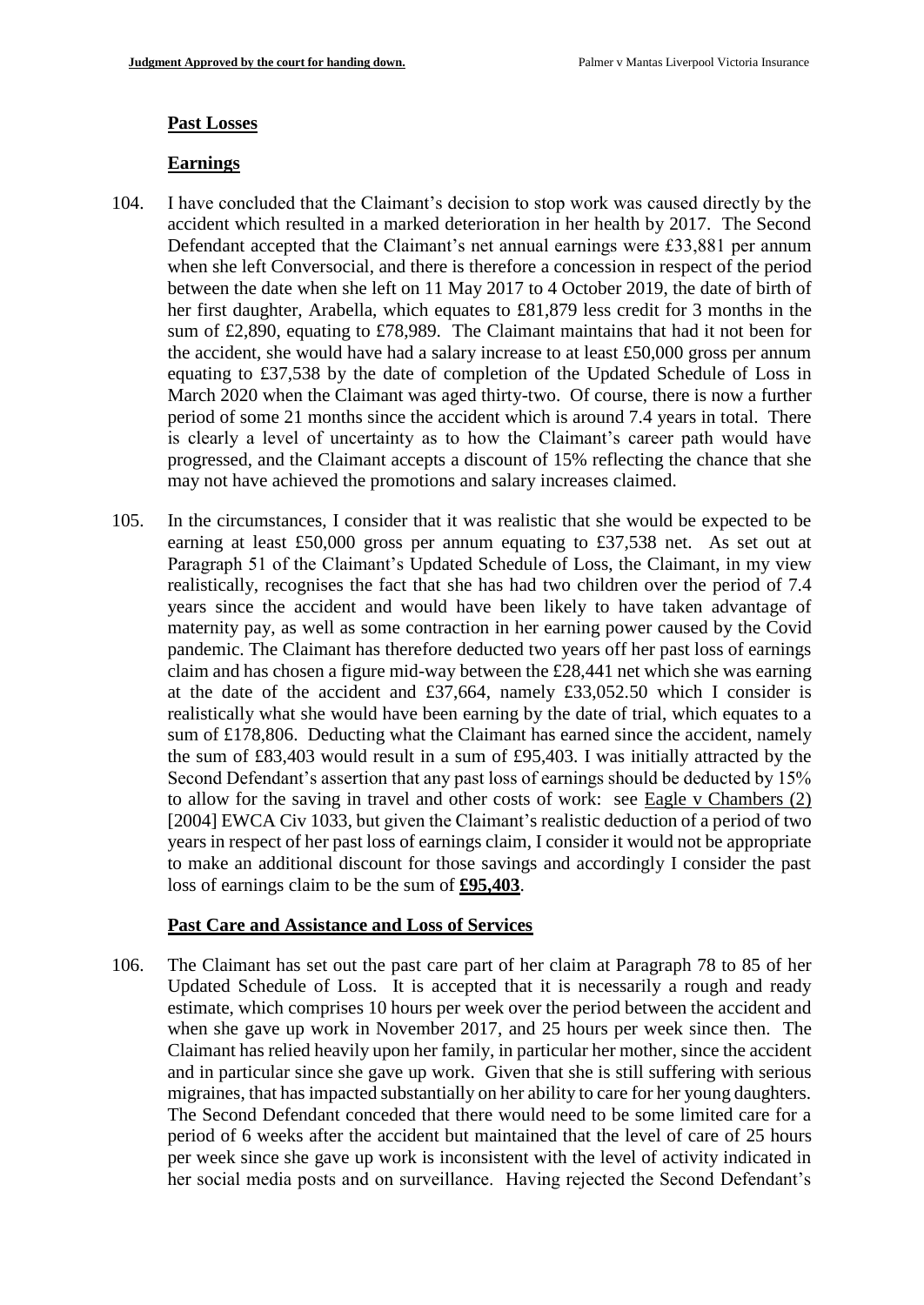## Past Losses

### Earnings

104. I have concluded that the Claimant's decision to stop work was caused directly by the accident which resulted in a marked deterioration in her health by 2017. The Second Defendant accepted that the Claimant's net annual earnings were £33,881 per annum when she left Conversocial, and there is therefore a concession in respect of the period between the date when she left on 11 May 2017 to 4 October 2019, the date of birth of her first daughter, Arabella, which equates to £81,879 less credit for 3 months in the sum of £2,890, equating to £78,989. The Claimant maintains that had it not been for the accident, she would have had a salary increase to at least £50,000 gross per annum equating to £37,538 by the date of completion of the Updated Schedule of Loss in March 2020 when the Claimant was aged thirty-two. Of course, there is now a further period of some 21 months since the accident which is around 7.4 years in total. There is clearly a level of uncertainty as to how the Claimant's career path would have progressed, and the Claimant accepts a discount of 15% reflecting the chance that she may not have achieved the promotions and salary increases claimed.

105. In the circumstances, I consider that it was realistic that she would be expected to be earning at least £50,000 gross per annum equating to £37,538 net. As set out at Paragraph 51 of the Claimant's Updated Schedule of Loss, the Claimant, in my view realistically, recognises the fact that she has had two children over the period of 7.4 years since the accident and would have been likely to have taken advantage of maternity pay, as well as some contraction in her earning power caused by the Covid pandemic. The Claimant has therefore deducted two years off her past loss of earnings claim and has chosen a figure mid-way between the £28,441 net which she was earning at the date of the accident and £37,664, namely £33,052.50 which I consider is realistically what she would have been earning by the date of trial, which equates to a sum of £178,806. Deducting what the Claimant has earned since the accident, namely the sum of £83,403 would result in a sum of £95,403. I was initially attracted by the Second Defendant's assertion that any past loss of earnings should be deducted by 15% to allow for the saving in travel and other costs of work: see Eagle v Chambers (2) [2004] EWCA Civ 1033, but given the Claimant's realistic deduction of a period of two years in respect of her past loss of earnings claim, I consider it would not be appropriate to make an additional discount for those savings and accordingly I consider the past loss of earnings claim to be the sum of **£95,403**.

### Past Care and Assistance and Loss of Services

106. The Claimant has set out the past care part of her claim at Paragraph 78 to 85 of her Updated Schedule of Loss. It is accepted that it is necessarily a rough and ready estimate, which comprises 10 hours per week over the period between the accident and when she gave up work in November 2017, and 25 hours per week since then. The Claimant has relied heavily upon her family, in particular her mother, since the accident and in particular since she gave up work. Given that she is still suffering with serious migraines, that has impacted substantially on her ability to care for her young daughters. The Second Defendant conceded that there would need to be some limited care for a period of 6 weeks after the accident but maintained that the level of care of 25 hours per week since she gave up work is inconsistent with the level of activity indicated in her social media posts and on surveillance. Having rejected the Second Defendant's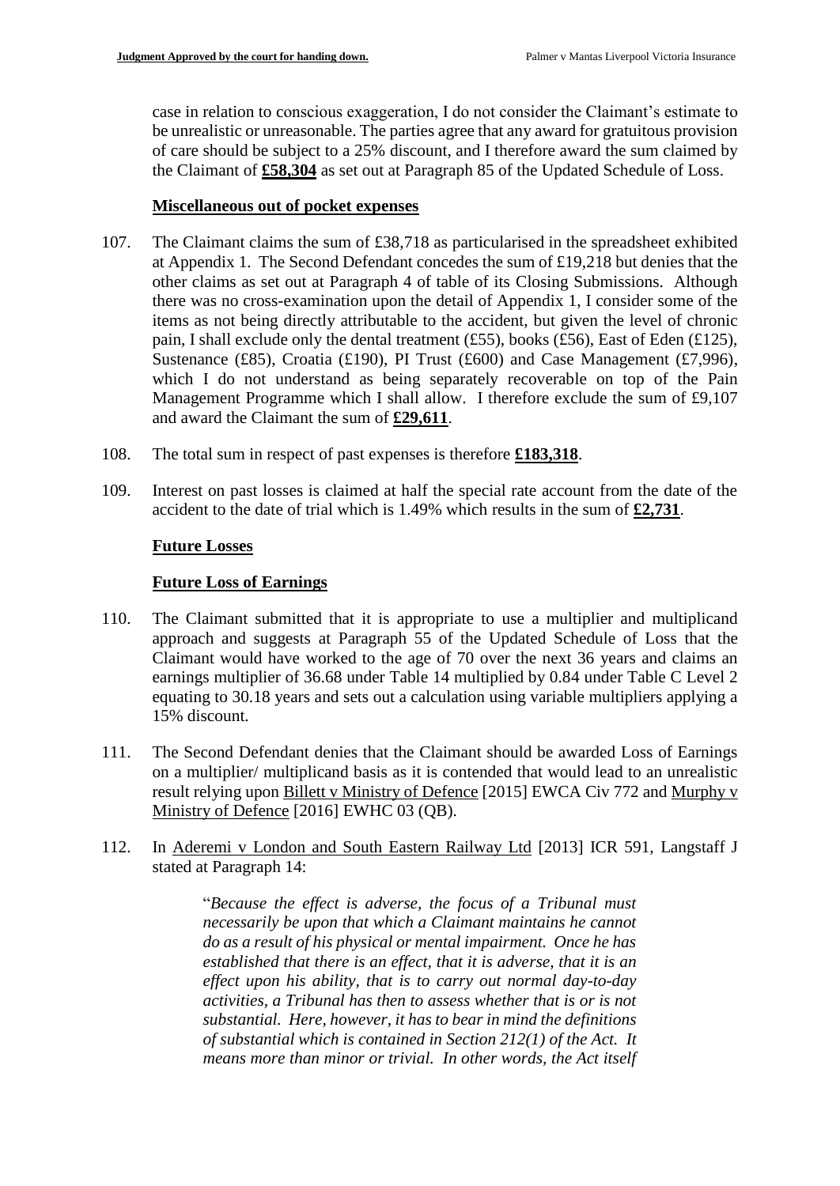case in relation to conscious exaggeration, I do not consider the Claimant's estimate to be unrealistic or unreasonable. The parties agree that any award for gratuitous provision of care should be subject to a 25% discount, and I therefore award the sum claimed by the Claimant of **£58,304** as set out at Paragraph 85 of the Updated Schedule of Loss.

**Miscellaneous out of pocket expenses**

107. The Claimant claims the sum of £38,718 as particularised in the spreadsheet exhibited at Appendix 1. The Second Defendant concedes the sum of £19,218 but denies that the other claims as set out at Paragraph 4 of table of its Closing Submissions. Although there was no cross-examination upon the detail of Appendix 1, I consider some of the items as not being directly attributable to the accident, but given the level of chronic pain, I shall exclude only the dental treatment (£55), books (£56), East of Eden (£125), Sustenance (£85), Croatia (£190), PI Trust (£600) and Case Management (£7,996), which I do not understand as being separately recoverable on top of the Pain Management Programme which I shall allow. I therefore exclude the sum of £9,107 and award the Claimant the sum of **£29,611**.

108. The total sum in respect of past expenses is therefore **£183,318**.

109. Interest on past losses is claimed at half the special rate account from the date of the accident to the date of trial which is 1.49% which results in the sum of **£2,731**.

**Future Losses**

**Future Loss of Earnings**

110. The Claimant submitted that it is appropriate to use a multiplier and multiplicand approach and suggests at Paragraph 55 of the Updated Schedule of Loss that the Claimant would have worked to the age of 70 over the next 36 years and claims an earnings multiplier of 36.68 under Table 14 multiplied by 0.84 under Table C Level 2 equating to 30.18 years and sets out a calculation using variable multipliers applying a 15% discount.

111. The Second Defendant denies that the Claimant should be awarded Loss of Earnings on a multiplier/ multiplicand basis as it is contended that would lead to an unrealistic result relying upon Billett v Ministry of Defence [2015] EWCA Civ 772 and Murphy v Ministry of Defence [2016] EWHC 03 (QB).

112. In Aderemi v London and South Eastern Railway Ltd [2013] ICR 591, Langstaff J stated at Paragraph 14:

> "*Because the effect is adverse, the focus of a Tribunal must necessarily be upon that which a Claimant maintains he cannot do as a result of his physical or mental impairment. Once he has established that there is an effect, that it is adverse, that it is an effect upon his ability, that is to carry out normal day-to-day activities, a Tribunal has then to assess whether that is or is not substantial. Here, however, it has to bear in mind the definitions of substantial which is contained in Section 212(1) of the Act. It means more than minor or trivial. In other words, the Act itself*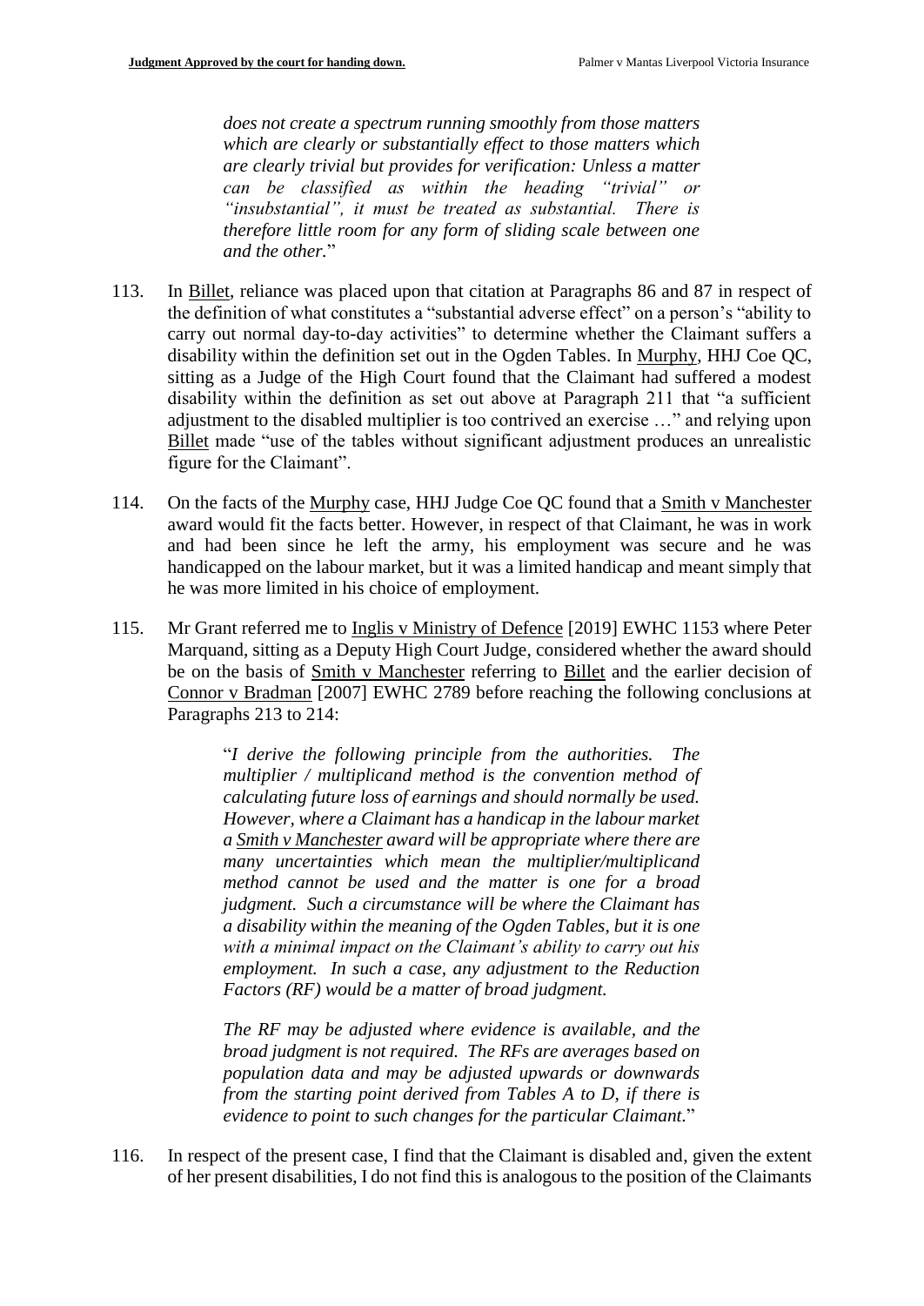*does not create a spectrum running smoothly from those matters which are clearly or substantially effect to those matters which are clearly trivial but provides for verification: Unless a matter can be classified as within the heading "trivial" or "insubstantial", it must be treated as substantial. There is therefore little room for any form of sliding scale between one and the other.*"

113. In Billet, reliance was placed upon that citation at Paragraphs 86 and 87 in respect of the definition of what constitutes a "substantial adverse effect" on a person's "ability to carry out normal day-to-day activities" to determine whether the Claimant suffers a disability within the definition set out in the Ogden Tables. In Murphy, HHJ Coe QC, sitting as a Judge of the High Court found that the Claimant had suffered a modest disability within the definition as set out above at Paragraph 211 that "a sufficient adjustment to the disabled multiplier is too contrived an exercise …" and relying upon Billet made "use of the tables without significant adjustment produces an unrealistic figure for the Claimant".

114. On the facts of the Murphy case, HHJ Judge Coe QC found that a Smith v Manchester award would fit the facts better. However, in respect of that Claimant, he was in work and had been since he left the army, his employment was secure and he was handicapped on the labour market, but it was a limited handicap and meant simply that he was more limited in his choice of employment.

115. Mr Grant referred me to Inglis v Ministry of Defence [2019] EWHC 1153 where Peter Marquand, sitting as a Deputy High Court Judge, considered whether the award should be on the basis of Smith v Manchester referring to Billet and the earlier decision of Connor v Bradman [2007] EWHC 2789 before reaching the following conclusions at Paragraphs 213 to 214:

> "*I derive the following principle from the authorities. The multiplier / multiplicand method is the convention method of calculating future loss of earnings and should normally be used. However, where a Claimant has a handicap in the labour market a Smith v Manchester award will be appropriate where there are many uncertainties which mean the multiplier/multiplicand method cannot be used and the matter is one for a broad judgment. Such a circumstance will be where the Claimant has a disability within the meaning of the Ogden Tables, but it is one with a minimal impact on the Claimant's ability to carry out his employment. In such a case, any adjustment to the Reduction Factors (RF) would be a matter of broad judgment.*
>
> *The RF may be adjusted where evidence is available, and the broad judgment is not required. The RFs are averages based on population data and may be adjusted upwards or downwards from the starting point derived from Tables A to D, if there is evidence to point to such changes for the particular Claimant.*"

116. In respect of the present case, I find that the Claimant is disabled and, given the extent of her present disabilities, I do not find this is analogous to the position of the Claimants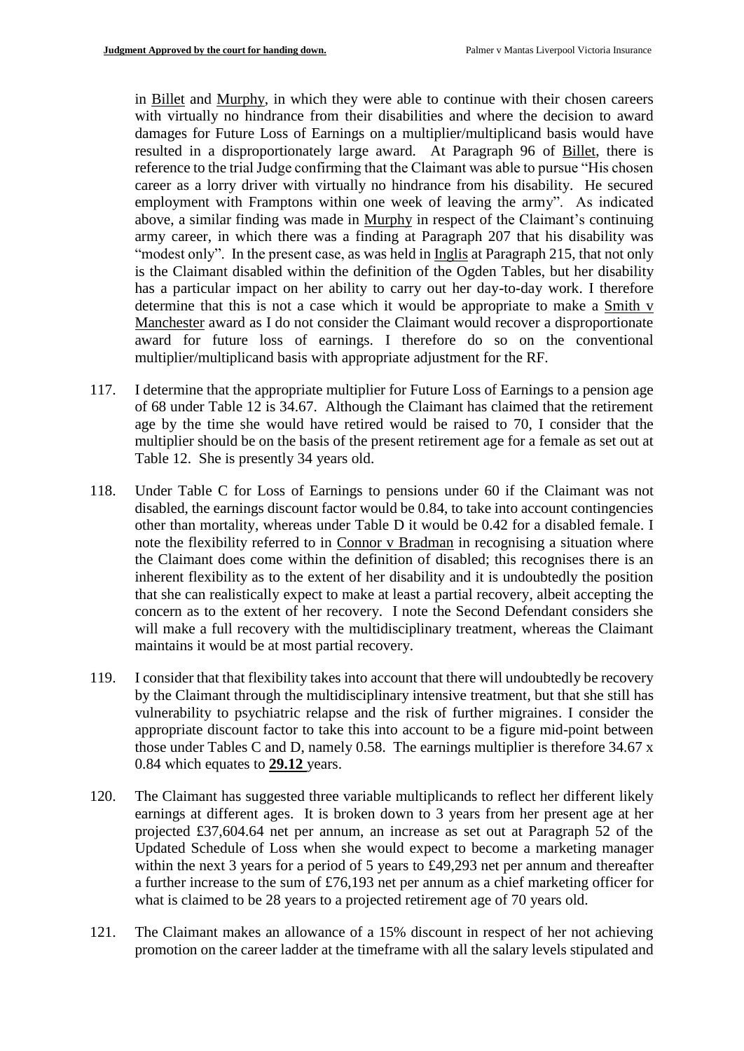in Billet and Murphy, in which they were able to continue with their chosen careers with virtually no hindrance from their disabilities and where the decision to award damages for Future Loss of Earnings on a multiplier/multiplicand basis would have resulted in a disproportionately large award. At Paragraph 96 of Billet, there is reference to the trial Judge confirming that the Claimant was able to pursue "His chosen career as a lorry driver with virtually no hindrance from his disability. He secured employment with Framptons within one week of leaving the army". As indicated above, a similar finding was made in Murphy in respect of the Claimant's continuing army career, in which there was a finding at Paragraph 207 that his disability was "modest only". In the present case, as was held in Inglis at Paragraph 215, that not only is the Claimant disabled within the definition of the Ogden Tables, but her disability has a particular impact on her ability to carry out her day-to-day work. I therefore determine that this is not a case which it would be appropriate to make a Smith v Manchester award as I do not consider the Claimant would recover a disproportionate award for future loss of earnings. I therefore do so on the conventional multiplier/multiplicand basis with appropriate adjustment for the RF.

117. I determine that the appropriate multiplier for Future Loss of Earnings to a pension age of 68 under Table 12 is 34.67. Although the Claimant has claimed that the retirement age by the time she would have retired would be raised to 70, I consider that the multiplier should be on the basis of the present retirement age for a female as set out at Table 12. She is presently 34 years old.

118. Under Table C for Loss of Earnings to pensions under 60 if the Claimant was not disabled, the earnings discount factor would be 0.84, to take into account contingencies other than mortality, whereas under Table D it would be 0.42 for a disabled female. I note the flexibility referred to in Connor v Bradman in recognising a situation where the Claimant does come within the definition of disabled; this recognises there is an inherent flexibility as to the extent of her disability and it is undoubtedly the position that she can realistically expect to make at least a partial recovery, albeit accepting the concern as to the extent of her recovery. I note the Second Defendant considers she will make a full recovery with the multidisciplinary treatment, whereas the Claimant maintains it would be at most partial recovery.

119. I consider that that flexibility takes into account that there will undoubtedly be recovery by the Claimant through the multidisciplinary intensive treatment, but that she still has vulnerability to psychiatric relapse and the risk of further migraines. I consider the appropriate discount factor to take this into account to be a figure mid-point between those under Tables C and D, namely 0.58. The earnings multiplier is therefore 34.67 x 0.84 which equates to **29.12** years.

120. The Claimant has suggested three variable multiplicands to reflect her different likely earnings at different ages. It is broken down to 3 years from her present age at her projected £37,604.64 net per annum, an increase as set out at Paragraph 52 of the Updated Schedule of Loss when she would expect to become a marketing manager within the next 3 years for a period of 5 years to £49,293 net per annum and thereafter a further increase to the sum of £76,193 net per annum as a chief marketing officer for what is claimed to be 28 years to a projected retirement age of 70 years old.

121. The Claimant makes an allowance of a 15% discount in respect of her not achieving promotion on the career ladder at the timeframe with all the salary levels stipulated and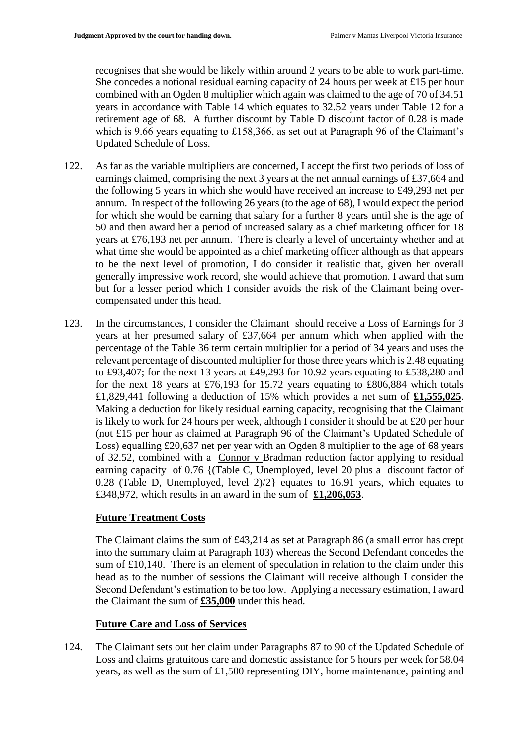recognises that she would be likely within around 2 years to be able to work part-time. She concedes a notional residual earning capacity of 24 hours per week at £15 per hour combined with an Ogden 8 multiplier which again was claimed to the age of 70 of 34.51 years in accordance with Table 14 which equates to 32.52 years under Table 12 for a retirement age of 68. A further discount by Table D discount factor of 0.28 is made which is 9.66 years equating to £158,366, as set out at Paragraph 96 of the Claimant's Updated Schedule of Loss.

122. As far as the variable multipliers are concerned, I accept the first two periods of loss of earnings claimed, comprising the next 3 years at the net annual earnings of £37,664 and the following 5 years in which she would have received an increase to £49,293 net per annum. In respect of the following 26 years (to the age of 68), I would expect the period for which she would be earning that salary for a further 8 years until she is the age of 50 and then award her a period of increased salary as a chief marketing officer for 18 years at £76,193 net per annum. There is clearly a level of uncertainty whether and at what time she would be appointed as a chief marketing officer although as that appears to be the next level of promotion, I do consider it realistic that, given her overall generally impressive work record, she would achieve that promotion. I award that sum but for a lesser period which I consider avoids the risk of the Claimant being over-compensated under this head.

123. In the circumstances, I consider the Claimant should receive a Loss of Earnings for 3 years at her presumed salary of £37,664 per annum which when applied with the percentage of the Table 36 term certain multiplier for a period of 34 years and uses the relevant percentage of discounted multiplier for those three years which is 2.48 equating to £93,407; for the next 13 years at £49,293 for 10.92 years equating to £538,280 and for the next 18 years at £76,193 for 15.72 years equating to £806,884 which totals £1,829,441 following a deduction of 15% which provides a net sum of **£1,555,025**. Making a deduction for likely residual earning capacity, recognising that the Claimant is likely to work for 24 hours per week, although I consider it should be at £20 per hour (not £15 per hour as claimed at Paragraph 96 of the Claimant's Updated Schedule of Loss) equalling £20,637 net per year with an Ogden 8 multiplier to the age of 68 years of 32.52, combined with a Connor v Bradman reduction factor applying to residual earning capacity of 0.76 {(Table C, Unemployed, level 20 plus a discount factor of 0.28 (Table D, Unemployed, level 2)/2} equates to 16.91 years, which equates to £348,972, which results in an award in the sum of **£1,206,053**.

**Future Treatment Costs**

The Claimant claims the sum of £43,214 as set at Paragraph 86 (a small error has crept into the summary claim at Paragraph 103) whereas the Second Defendant concedes the sum of £10,140. There is an element of speculation in relation to the claim under this head as to the number of sessions the Claimant will receive although I consider the Second Defendant's estimation to be too low. Applying a necessary estimation, I award the Claimant the sum of **£35,000** under this head.

**Future Care and Loss of Services**

124. The Claimant sets out her claim under Paragraphs 87 to 90 of the Updated Schedule of Loss and claims gratuitous care and domestic assistance for 5 hours per week for 58.04 years, as well as the sum of £1,500 representing DIY, home maintenance, painting and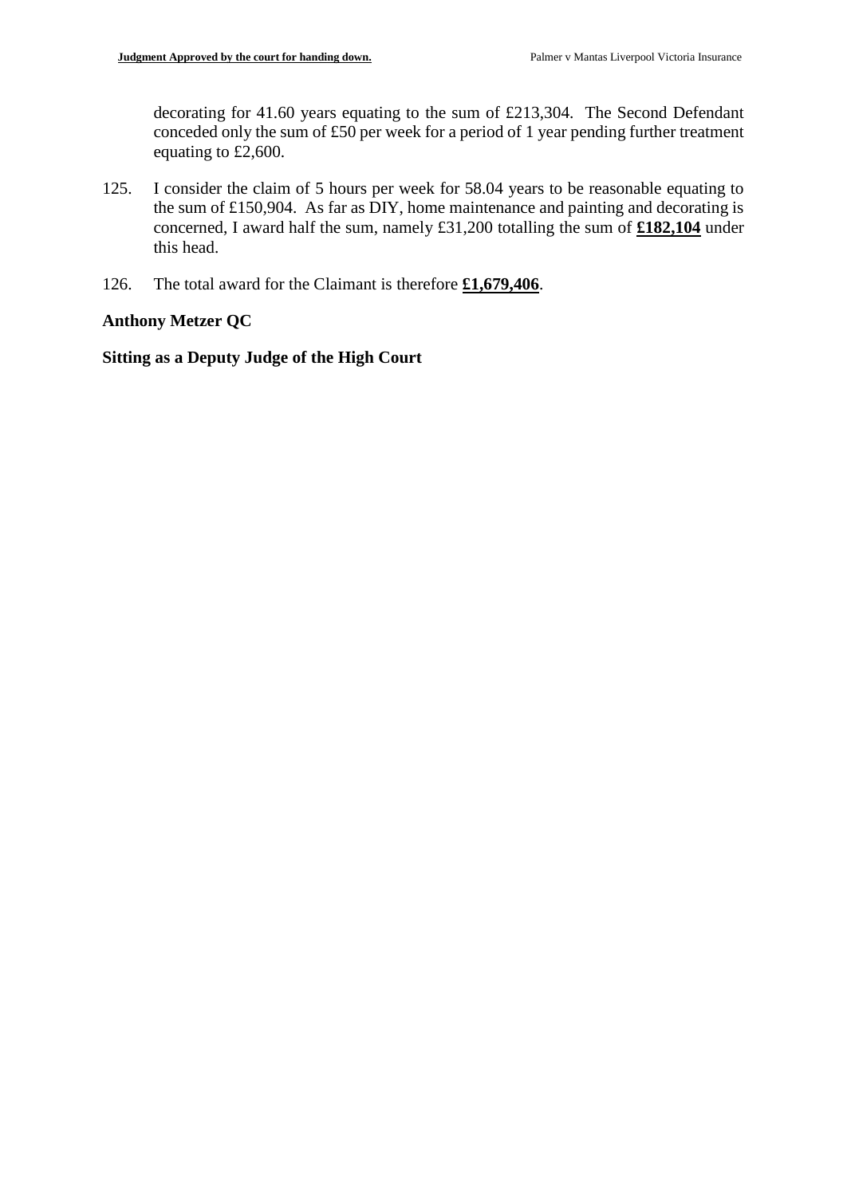decorating for 41.60 years equating to the sum of £213,304. The Second Defendant conceded only the sum of £50 per week for a period of 1 year pending further treatment equating to £2,600.

125. I consider the claim of 5 hours per week for 58.04 years to be reasonable equating to the sum of £150,904. As far as DIY, home maintenance and painting and decorating is concerned, I award half the sum, namely £31,200 totalling the sum of **£182,104** under this head.

126. The total award for the Claimant is therefore **£1,679,406**.

**Anthony Metzer QC**

**Sitting as a Deputy Judge of the High Court**